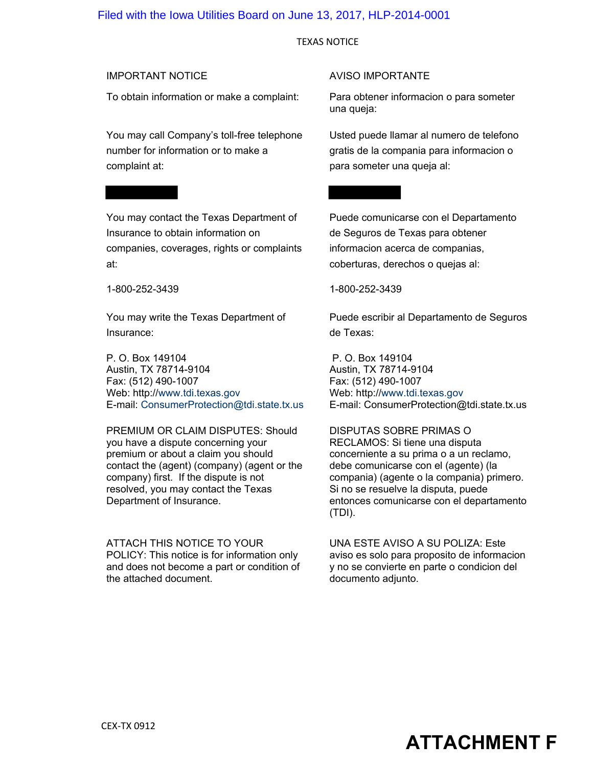Filed with the Iowa Utilities Board on June 13, 2017, HLP-2014-0001

TEXAS NOTICE

IMPORTANT NOTICE

To obtain information or make a complaint:

You may call Company's toll-free telephone number for information or to make a complaint at:

You may contact the Texas Department of Insurance to obtain information on companies, coverages, rights or complaints at:

1-800-252-3439

You may write the Texas Department of Insurance:

P. O. Box 149104
Austin, TX 78714-9104
Fax: (512) 490-1007
Web: http://www.tdi.texas.gov
E-mail: ConsumerProtection@tdi.state.tx.us

PREMIUM OR CLAIM DISPUTES: Should you have a dispute concerning your premium or about a claim you should contact the (agent) (company) (agent or the company) first. If the dispute is not resolved, you may contact the Texas Department of Insurance.

ATTACH THIS NOTICE TO YOUR POLICY: This notice is for information only and does not become a part or condition of the attached document.

AVISO IMPORTANTE

Para obtener informacion o para someter una queja:

Usted puede llamar al numero de telefono gratis de la compania para informacion o para someter una queja al:

Puede comunicarse con el Departamento de Seguros de Texas para obtener informacion acerca de companias, coberturas, derechos o quejas al:

1-800-252-3439

Puede escribir al Departamento de Seguros de Texas:

P. O. Box 149104
Austin, TX 78714-9104
Fax: (512) 490-1007
Web: http://www.tdi.texas.gov
E-mail: ConsumerProtection@tdi.state.tx.us

DISPUTAS SOBRE PRIMAS O RECLAMOS: Si tiene una disputa concerniente a su prima o a un reclamo, debe comunicarse con el (agente) (la compania) (agente o la compania) primero. Si no se resuelve la disputa, puede entonces comunicarse con el departamento (TDI).

UNA ESTE AVISO A SU POLIZA: Este aviso es solo para proposito de informacion y no se convierte en parte o condicion del documento adjunto.

CEX-TX 0912

**ATTACHMENT F**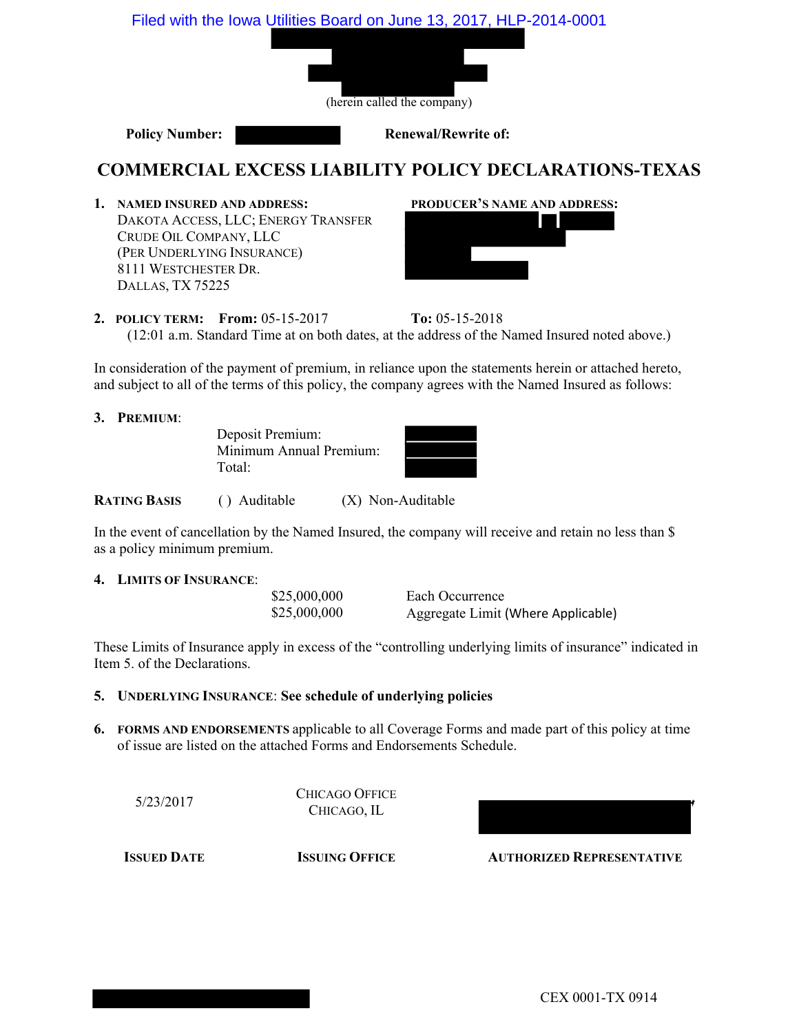Filed with the Iowa Utilities Board on June 13, 2017, HLP-2014-0001

(herein called the company)

**Policy Number:** **Renewal/Rewrite of:**

# COMMERCIAL EXCESS LIABILITY POLICY DECLARATIONS-TEXAS

**1. NAMED INSURED AND ADDRESS:**
DAKOTA ACCESS, LLC; ENERGY TRANSFER CRUDE OIL COMPANY, LLC
(PER UNDERLYING INSURANCE)
8111 WESTCHESTER DR.
DALLAS, TX 75225

**PRODUCER'S NAME AND ADDRESS:**

**2. POLICY TERM:** **From:** 05-15-2017 **To:** 05-15-2018
(12:01 a.m. Standard Time at on both dates, at the address of the Named Insured noted above.)

In consideration of the payment of premium, in reliance upon the statements herein or attached hereto, and subject to all of the terms of this policy, the company agrees with the Named Insured as follows:

**3. PREMIUM:**

Deposit Premium:
Minimum Annual Premium:
Total:

**RATING BASIS** ( ) Auditable (X) Non-Auditable

In the event of cancellation by the Named Insured, the company will receive and retain no less than $ as a policy minimum premium.

**4. LIMITS OF INSURANCE:**

| | |
|---|---|
| $25,000,000 | Each Occurrence |
| $25,000,000 | Aggregate Limit (Where Applicable) |

These Limits of Insurance apply in excess of the "controlling underlying limits of insurance" indicated in Item 5. of the Declarations.

**5. UNDERLYING INSURANCE: See schedule of underlying policies**

**6. FORMS AND ENDORSEMENTS** applicable to all Coverage Forms and made part of this policy at time of issue are listed on the attached Forms and Endorsements Schedule.

| 5/23/2017 | CHICAGO OFFICE<br>CHICAGO, IL | |
|---|---|---|
| **ISSUED DATE** | **ISSUING OFFICE** | **AUTHORIZED REPRESENTATIVE** |

CEX 0001-TX 0914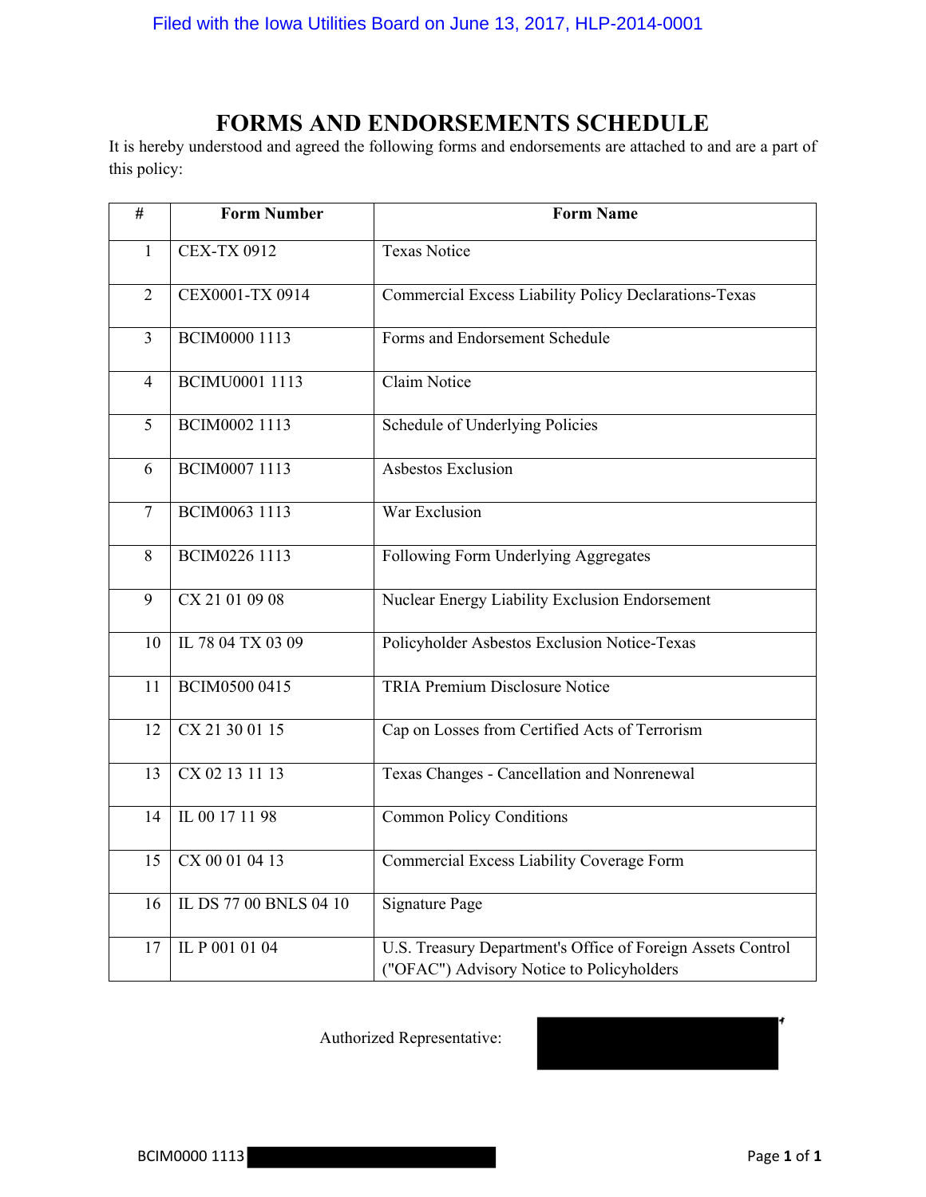# FORMS AND ENDORSEMENTS SCHEDULE

It is hereby understood and agreed the following forms and endorsements are attached to and are a part of this policy:

| # | Form Number | Form Name |
|---|---|---|
| 1 | CEX-TX 0912 | Texas Notice |
| 2 | CEX0001-TX 0914 | Commercial Excess Liability Policy Declarations-Texas |
| 3 | BCIM0000 1113 | Forms and Endorsement Schedule |
| 4 | BCIMU0001 1113 | Claim Notice |
| 5 | BCIM0002 1113 | Schedule of Underlying Policies |
| 6 | BCIM0007 1113 | Asbestos Exclusion |
| 7 | BCIM0063 1113 | War Exclusion |
| 8 | BCIM0226 1113 | Following Form Underlying Aggregates |
| 9 | CX 21 01 09 08 | Nuclear Energy Liability Exclusion Endorsement |
| 10 | IL 78 04 TX 03 09 | Policyholder Asbestos Exclusion Notice-Texas |
| 11 | BCIM0500 0415 | TRIA Premium Disclosure Notice |
| 12 | CX 21 30 01 15 | Cap on Losses from Certified Acts of Terrorism |
| 13 | CX 02 13 11 13 | Texas Changes - Cancellation and Nonrenewal |
| 14 | IL 00 17 11 98 | Common Policy Conditions |
| 15 | CX 00 01 04 13 | Commercial Excess Liability Coverage Form |
| 16 | IL DS 77 00 BNLS 04 10 | Signature Page |
| 17 | IL P 001 01 04 | U.S. Treasury Department's Office of Foreign Assets Control ("OFAC") Advisory Notice to Policyholders |

Authorized Representative:

BCIM0000 1113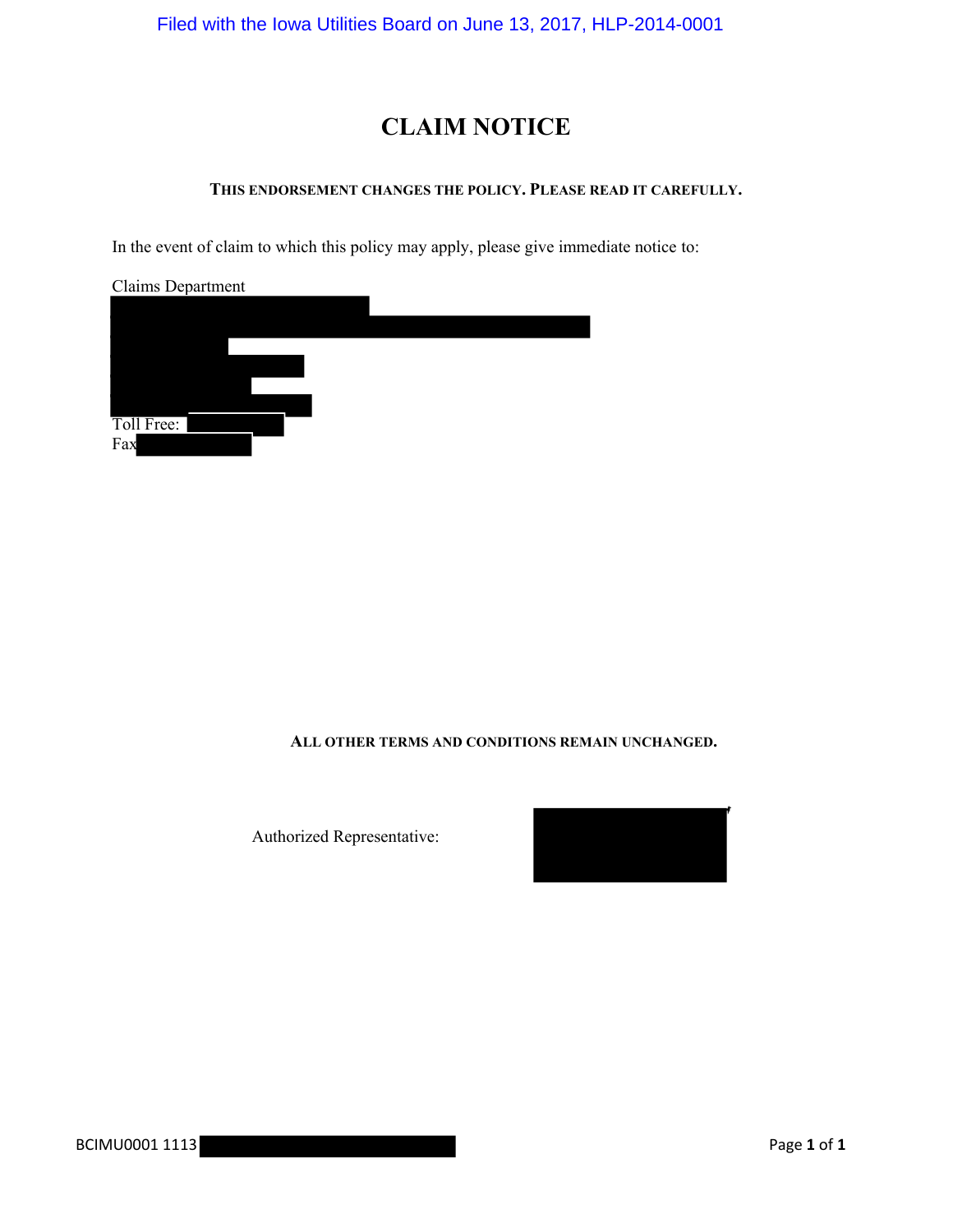# CLAIM NOTICE

**THIS ENDORSEMENT CHANGES THE POLICY. PLEASE READ IT CAREFULLY.**

In the event of claim to which this policy may apply, please give immediate notice to:

Claims Department

Toll Free:

Fax

**ALL OTHER TERMS AND CONDITIONS REMAIN UNCHANGED.**

Authorized Representative:

BCIMU0001 1113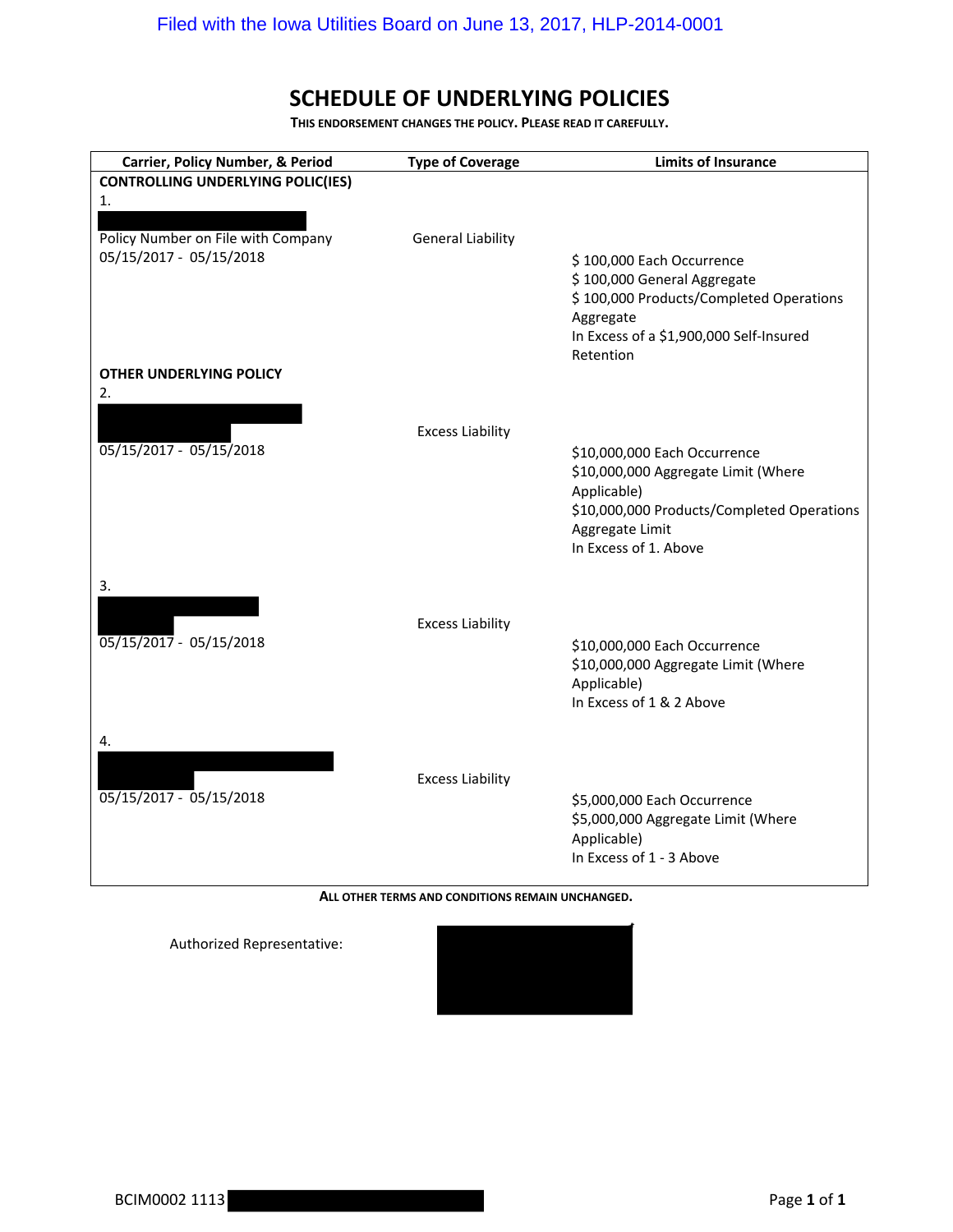# SCHEDULE OF UNDERLYING POLICIES

**THIS ENDORSEMENT CHANGES THE POLICY. PLEASE READ IT CAREFULLY.**

| Carrier, Policy Number, & Period | Type of Coverage | Limits of Insurance |
|---|---|---|
| **CONTROLLING UNDERLYING POLIC(IES)** | | |
| 1. Policy Number on File with Company 05/15/2017 - 05/15/2018 | General Liability | $ 100,000 Each Occurrence<br>$ 100,000 General Aggregate<br>$ 100,000 Products/Completed Operations Aggregate<br>In Excess of a $1,900,000 Self-Insured Retention |
| **OTHER UNDERLYING POLICY** | | |
| 2. 05/15/2017 - 05/15/2018 | Excess Liability | $10,000,000 Each Occurrence<br>$10,000,000 Aggregate Limit (Where Applicable)<br>$10,000,000 Products/Completed Operations Aggregate Limit<br>In Excess of 1. Above |
| 3. 05/15/2017 - 05/15/2018 | Excess Liability | $10,000,000 Each Occurrence<br>$10,000,000 Aggregate Limit (Where Applicable)<br>In Excess of 1 & 2 Above |
| 4. 05/15/2017 - 05/15/2018 | Excess Liability | $5,000,000 Each Occurrence<br>$5,000,000 Aggregate Limit (Where Applicable)<br>In Excess of 1 - 3 Above |

**ALL OTHER TERMS AND CONDITIONS REMAIN UNCHANGED.**

Authorized Representative:

BCIM0002 1113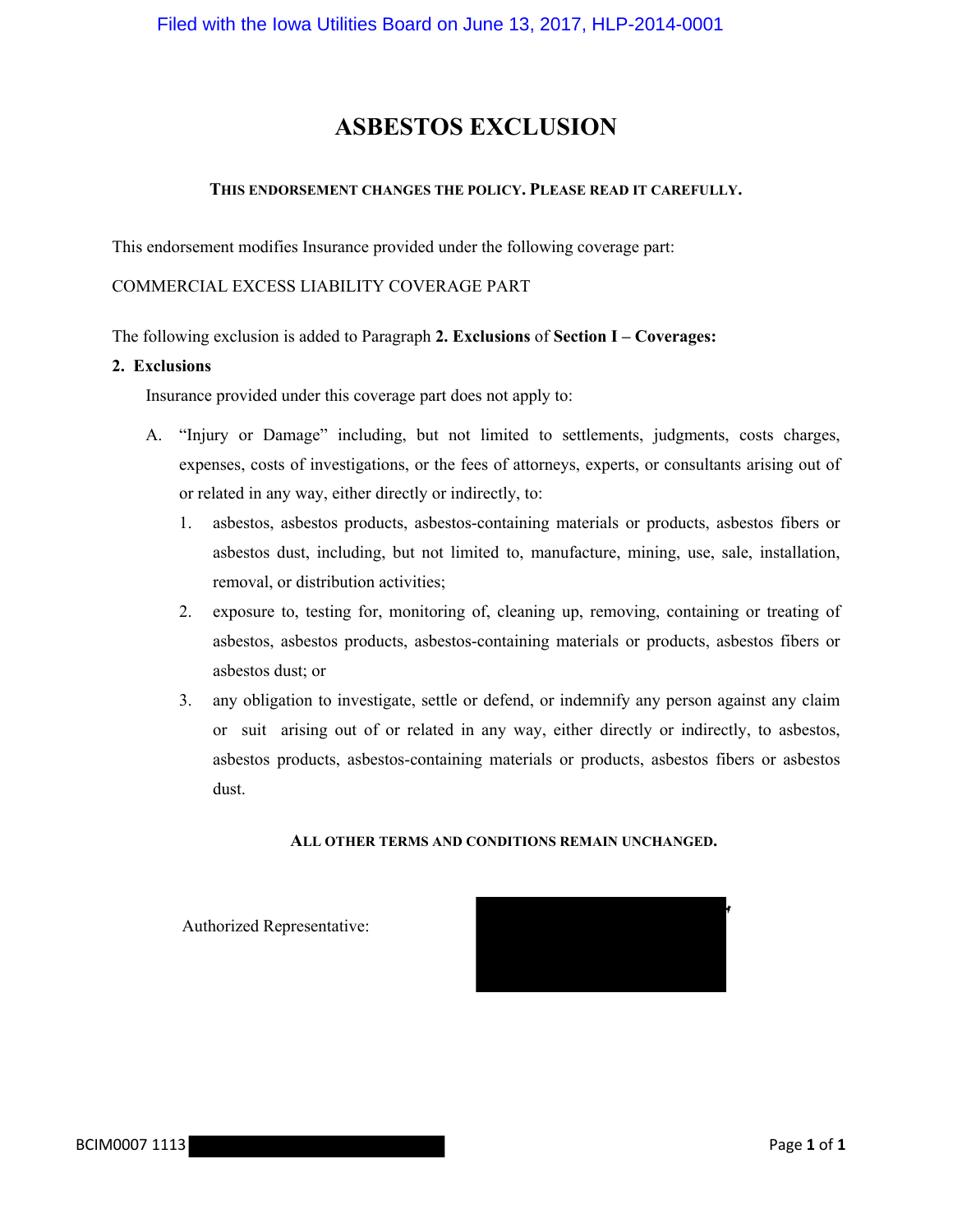# ASBESTOS EXCLUSION

**THIS ENDORSEMENT CHANGES THE POLICY. PLEASE READ IT CAREFULLY.**

This endorsement modifies Insurance provided under the following coverage part:

COMMERCIAL EXCESS LIABILITY COVERAGE PART

The following exclusion is added to Paragraph **2. Exclusions** of **Section I – Coverages:**

**2. Exclusions**

Insurance provided under this coverage part does not apply to:

A. "Injury or Damage" including, but not limited to settlements, judgments, costs charges, expenses, costs of investigations, or the fees of attorneys, experts, or consultants arising out of or related in any way, either directly or indirectly, to:

1. asbestos, asbestos products, asbestos-containing materials or products, asbestos fibers or asbestos dust, including, but not limited to, manufacture, mining, use, sale, installation, removal, or distribution activities;
2. exposure to, testing for, monitoring of, cleaning up, removing, containing or treating of asbestos, asbestos products, asbestos-containing materials or products, asbestos fibers or asbestos dust; or
3. any obligation to investigate, settle or defend, or indemnify any person against any claim or suit arising out of or related in any way, either directly or indirectly, to asbestos, asbestos products, asbestos-containing materials or products, asbestos fibers or asbestos dust.

**ALL OTHER TERMS AND CONDITIONS REMAIN UNCHANGED.**

Authorized Representative:

BCIM0007 1113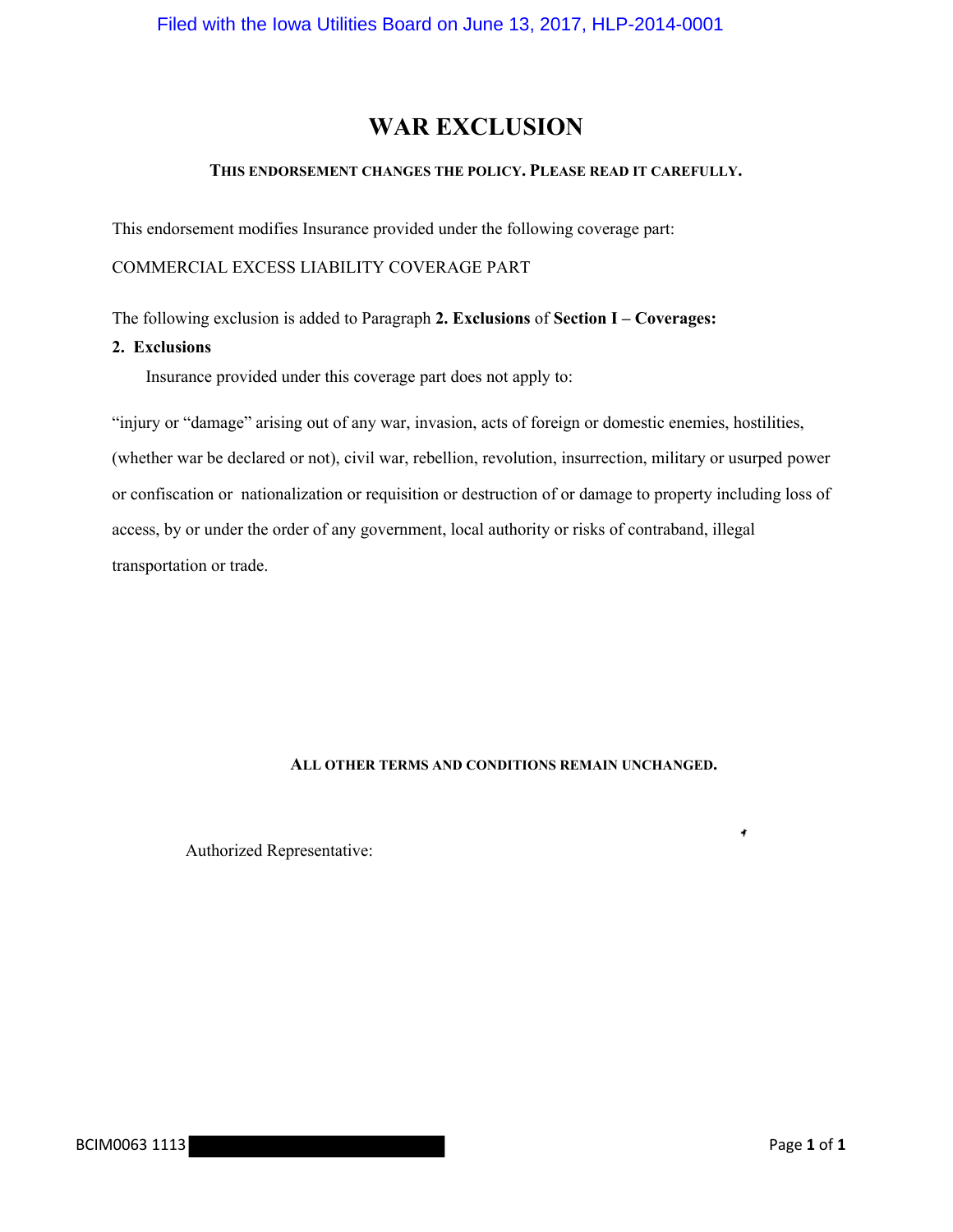# WAR EXCLUSION

**THIS ENDORSEMENT CHANGES THE POLICY. PLEASE READ IT CAREFULLY.**

This endorsement modifies Insurance provided under the following coverage part:

COMMERCIAL EXCESS LIABILITY COVERAGE PART

The following exclusion is added to Paragraph **2. Exclusions** of **Section I – Coverages:**

**2. Exclusions**

Insurance provided under this coverage part does not apply to:

"injury or "damage" arising out of any war, invasion, acts of foreign or domestic enemies, hostilities, (whether war be declared or not), civil war, rebellion, revolution, insurrection, military or usurped power or confiscation or nationalization or requisition or destruction of or damage to property including loss of access, by or under the order of any government, local authority or risks of contraband, illegal transportation or trade.

**ALL OTHER TERMS AND CONDITIONS REMAIN UNCHANGED.**

Authorized Representative:

BCIM0063 1113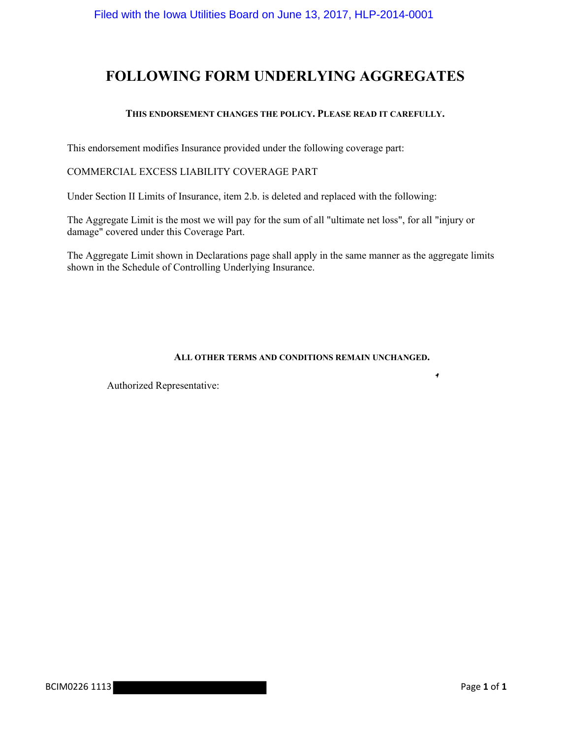# FOLLOWING FORM UNDERLYING AGGREGATES

**THIS ENDORSEMENT CHANGES THE POLICY. PLEASE READ IT CAREFULLY.**

This endorsement modifies Insurance provided under the following coverage part:

COMMERCIAL EXCESS LIABILITY COVERAGE PART

Under Section II Limits of Insurance, item 2.b. is deleted and replaced with the following:

The Aggregate Limit is the most we will pay for the sum of all "ultimate net loss", for all "injury or damage" covered under this Coverage Part.

The Aggregate Limit shown in Declarations page shall apply in the same manner as the aggregate limits shown in the Schedule of Controlling Underlying Insurance.

**ALL OTHER TERMS AND CONDITIONS REMAIN UNCHANGED.**

Authorized Representative:

BCIM0226 1113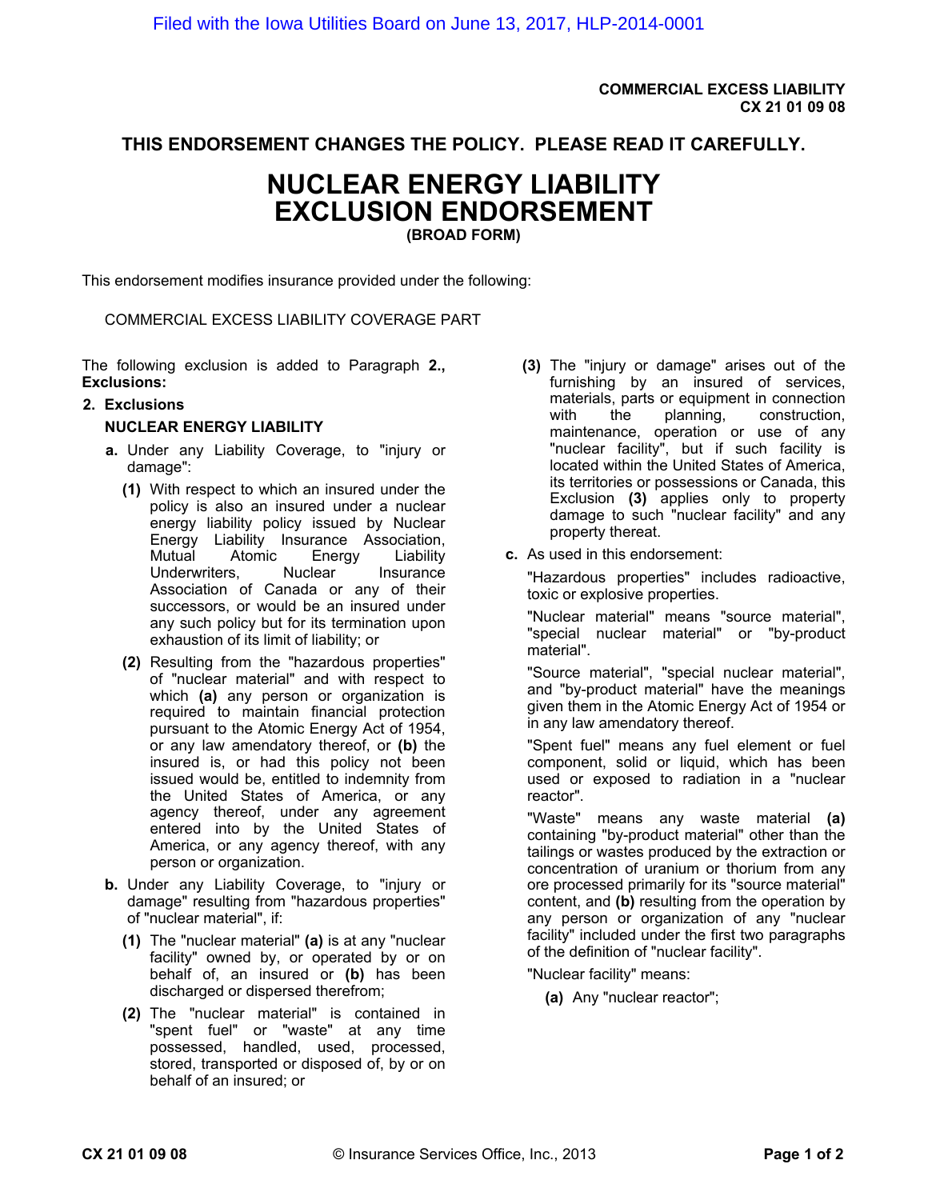Filed with the Iowa Utilities Board on June 13, 2017, HLP-2014-0001

**COMMERCIAL EXCESS LIABILITY**
**CX 21 01 09 08**

**THIS ENDORSEMENT CHANGES THE POLICY. PLEASE READ IT CAREFULLY.**

# NUCLEAR ENERGY LIABILITY EXCLUSION ENDORSEMENT

**(BROAD FORM)**

This endorsement modifies insurance provided under the following:

COMMERCIAL EXCESS LIABILITY COVERAGE PART

The following exclusion is added to Paragraph **2., Exclusions:**

**2. Exclusions**

**NUCLEAR ENERGY LIABILITY**

**a.** Under any Liability Coverage, to "injury or damage":

**(1)** With respect to which an insured under the policy is also an insured under a nuclear energy liability policy issued by Nuclear Energy Liability Insurance Association, Mutual Atomic Energy Liability Underwriters, Nuclear Insurance Association of Canada or any of their successors, or would be an insured under any such policy but for its termination upon exhaustion of its limit of liability; or

**(2)** Resulting from the "hazardous properties" of "nuclear material" and with respect to which **(a)** any person or organization is required to maintain financial protection pursuant to the Atomic Energy Act of 1954, or any law amendatory thereof, or **(b)** the insured is, or had this policy not been issued would be, entitled to indemnity from the United States of America, or any agency thereof, under any agreement entered into by the United States of America, or any agency thereof, with any person or organization.

**b.** Under any Liability Coverage, to "injury or damage" resulting from "hazardous properties" of "nuclear material", if:

**(1)** The "nuclear material" **(a)** is at any "nuclear facility" owned by, or operated by or on behalf of, an insured or **(b)** has been discharged or dispersed therefrom;

**(2)** The "nuclear material" is contained in "spent fuel" or "waste" at any time possessed, handled, used, processed, stored, transported or disposed of, by or on behalf of an insured; or

**(3)** The "injury or damage" arises out of the furnishing by an insured of services, materials, parts or equipment in connection with the planning, construction, maintenance, operation or use of any "nuclear facility", but if such facility is located within the United States of America, its territories or possessions or Canada, this Exclusion **(3)** applies only to property damage to such "nuclear facility" and any property thereat.

**c.** As used in this endorsement:

"Hazardous properties" includes radioactive, toxic or explosive properties.

"Nuclear material" means "source material", "special nuclear material" or "by-product material".

"Source material", "special nuclear material", and "by-product material" have the meanings given them in the Atomic Energy Act of 1954 or in any law amendatory thereof.

"Spent fuel" means any fuel element or fuel component, solid or liquid, which has been used or exposed to radiation in a "nuclear reactor".

"Waste" means any waste material **(a)** containing "by-product material" other than the tailings or wastes produced by the extraction or concentration of uranium or thorium from any ore processed primarily for its "source material" content, and **(b)** resulting from the operation by any person or organization of any "nuclear facility" included under the first two paragraphs of the definition of "nuclear facility".

"Nuclear facility" means:

**(a)** Any "nuclear reactor";

CX 21 01 09 08 © Insurance Services Office, Inc., 2013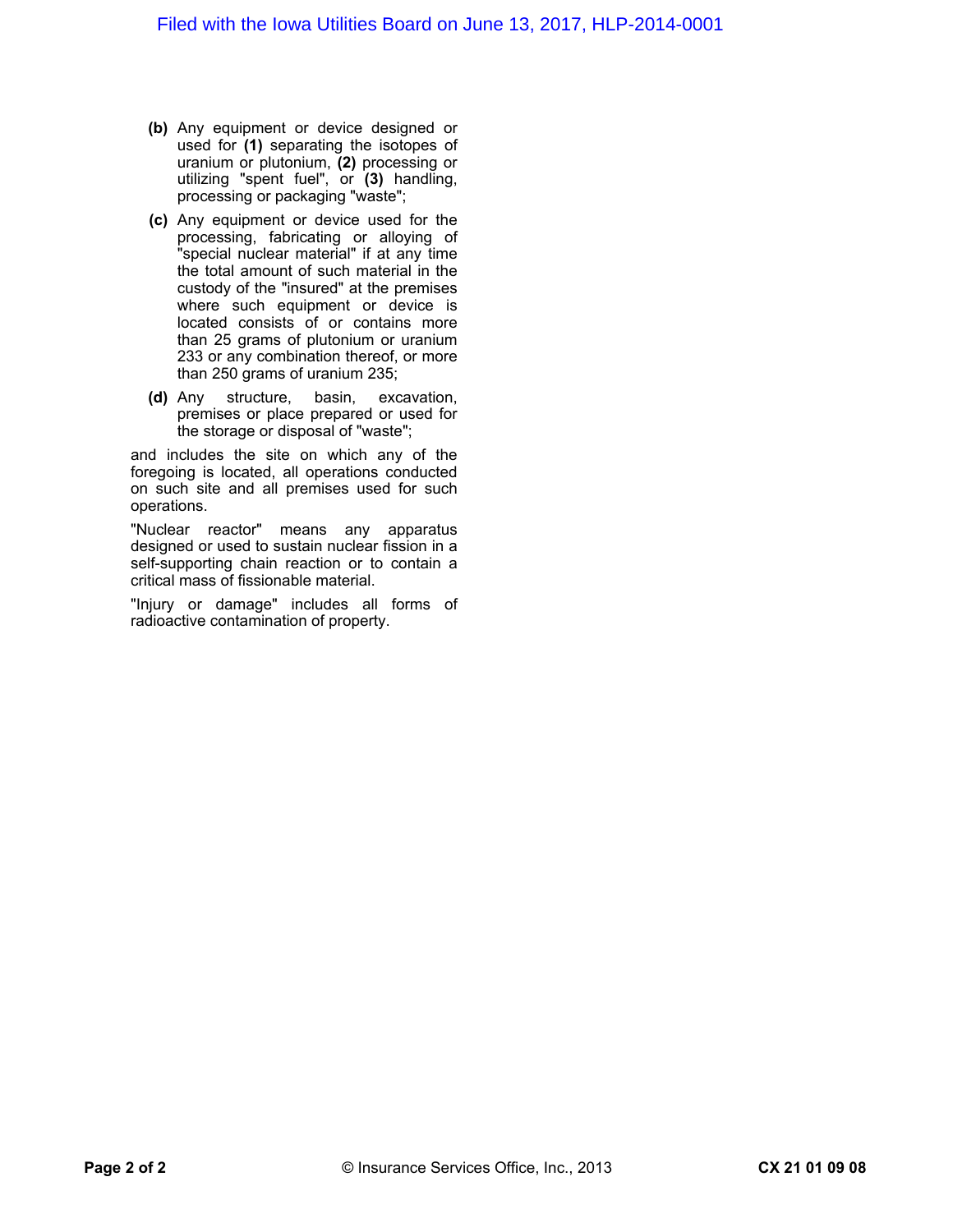**(b)** Any equipment or device designed or used for **(1)** separating the isotopes of uranium or plutonium, **(2)** processing or utilizing "spent fuel", or **(3)** handling, processing or packaging "waste";

**(c)** Any equipment or device used for the processing, fabricating or alloying of "special nuclear material" if at any time the total amount of such material in the custody of the "insured" at the premises where such equipment or device is located consists of or contains more than 25 grams of plutonium or uranium 233 or any combination thereof, or more than 250 grams of uranium 235;

**(d)** Any structure, basin, excavation, premises or place prepared or used for the storage or disposal of "waste";

and includes the site on which any of the foregoing is located, all operations conducted on such site and all premises used for such operations.

"Nuclear reactor" means any apparatus designed or used to sustain nuclear fission in a self-supporting chain reaction or to contain a critical mass of fissionable material.

"Injury or damage" includes all forms of radioactive contamination of property.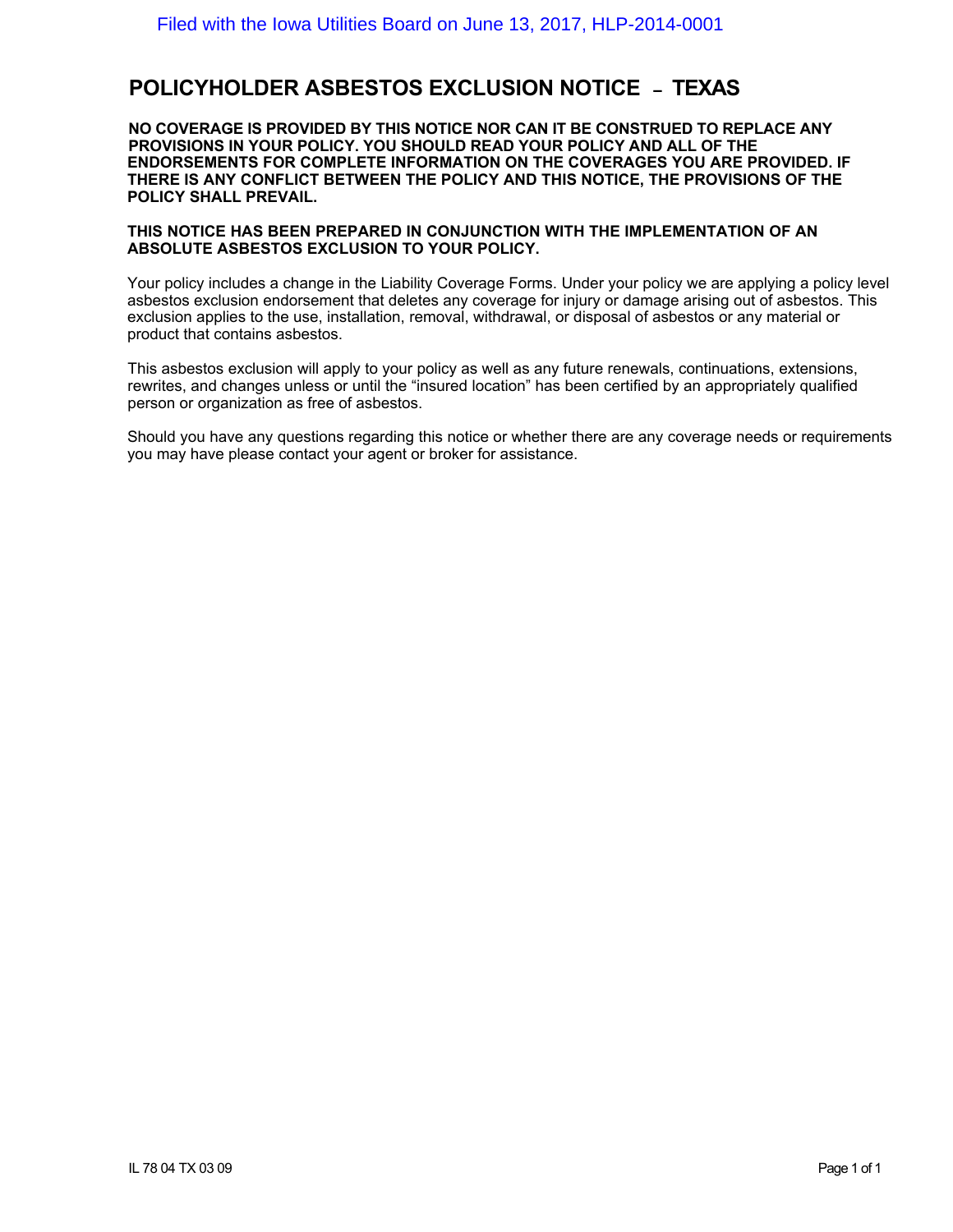# POLICYHOLDER ASBESTOS EXCLUSION NOTICE – TEXAS

**NO COVERAGE IS PROVIDED BY THIS NOTICE NOR CAN IT BE CONSTRUED TO REPLACE ANY PROVISIONS IN YOUR POLICY. YOU SHOULD READ YOUR POLICY AND ALL OF THE ENDORSEMENTS FOR COMPLETE INFORMATION ON THE COVERAGES YOU ARE PROVIDED. IF THERE IS ANY CONFLICT BETWEEN THE POLICY AND THIS NOTICE, THE PROVISIONS OF THE POLICY SHALL PREVAIL.**

**THIS NOTICE HAS BEEN PREPARED IN CONJUNCTION WITH THE IMPLEMENTATION OF AN ABSOLUTE ASBESTOS EXCLUSION TO YOUR POLICY.**

Your policy includes a change in the Liability Coverage Forms. Under your policy we are applying a policy level asbestos exclusion endorsement that deletes any coverage for injury or damage arising out of asbestos. This exclusion applies to the use, installation, removal, withdrawal, or disposal of asbestos or any material or product that contains asbestos.

This asbestos exclusion will apply to your policy as well as any future renewals, continuations, extensions, rewrites, and changes unless or until the "insured location" has been certified by an appropriately qualified person or organization as free of asbestos.

Should you have any questions regarding this notice or whether there are any coverage needs or requirements you may have please contact your agent or broker for assistance.

IL 78 04 TX 03 09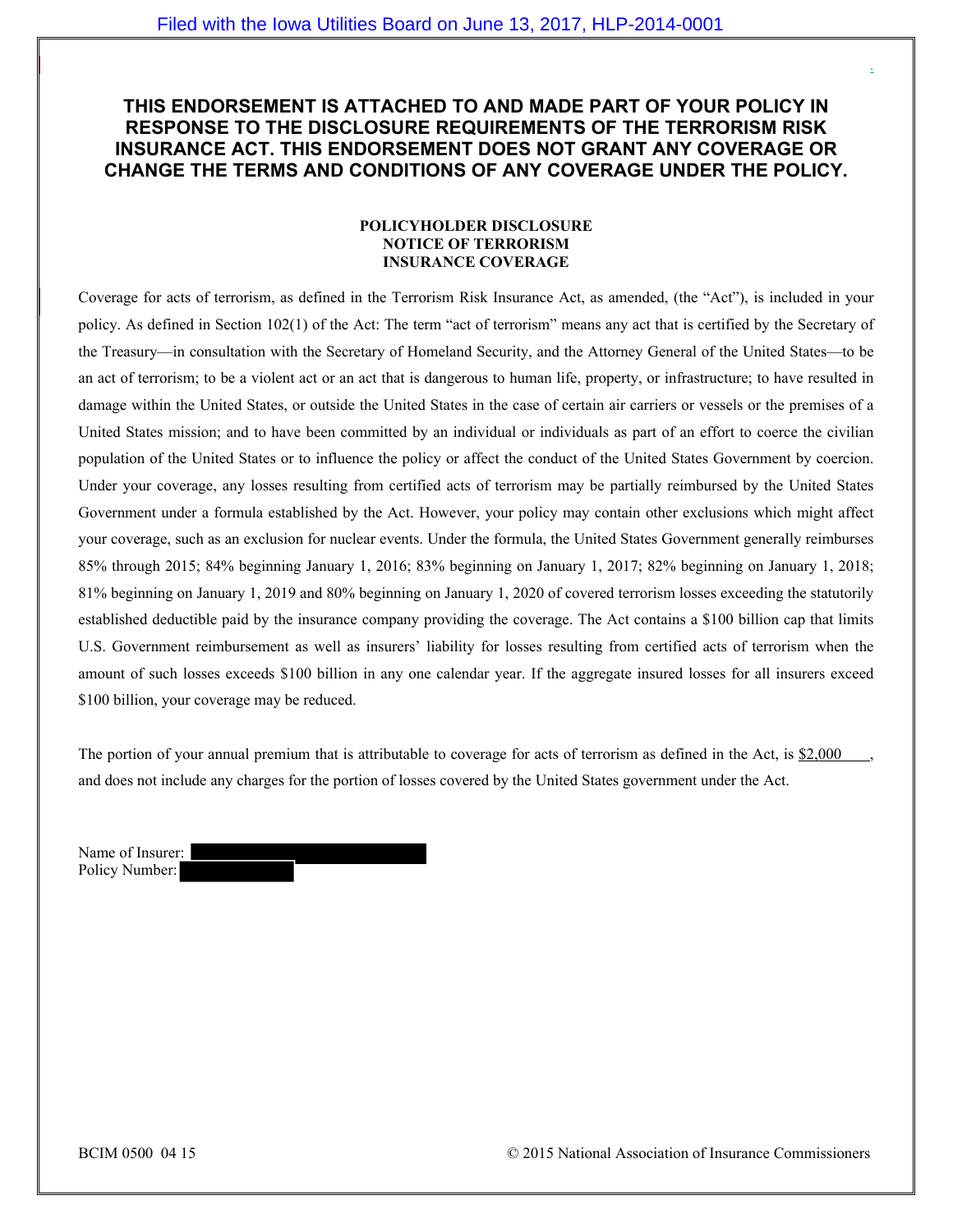**THIS ENDORSEMENT IS ATTACHED TO AND MADE PART OF YOUR POLICY IN RESPONSE TO THE DISCLOSURE REQUIREMENTS OF THE TERRORISM RISK INSURANCE ACT. THIS ENDORSEMENT DOES NOT GRANT ANY COVERAGE OR CHANGE THE TERMS AND CONDITIONS OF ANY COVERAGE UNDER THE POLICY.**

**POLICYHOLDER DISCLOSURE**
**NOTICE OF TERRORISM**
**INSURANCE COVERAGE**

Coverage for acts of terrorism, as defined in the Terrorism Risk Insurance Act, as amended, (the "Act"), is included in your policy. As defined in Section 102(1) of the Act: The term "act of terrorism" means any act that is certified by the Secretary of the Treasury—in consultation with the Secretary of Homeland Security, and the Attorney General of the United States—to be an act of terrorism; to be a violent act or an act that is dangerous to human life, property, or infrastructure; to have resulted in damage within the United States, or outside the United States in the case of certain air carriers or vessels or the premises of a United States mission; and to have been committed by an individual or individuals as part of an effort to coerce the civilian population of the United States or to influence the policy or affect the conduct of the United States Government by coercion. Under your coverage, any losses resulting from certified acts of terrorism may be partially reimbursed by the United States Government under a formula established by the Act. However, your policy may contain other exclusions which might affect your coverage, such as an exclusion for nuclear events. Under the formula, the United States Government generally reimburses 85% through 2015; 84% beginning January 1, 2016; 83% beginning on January 1, 2017; 82% beginning on January 1, 2018; 81% beginning on January 1, 2019 and 80% beginning on January 1, 2020 of covered terrorism losses exceeding the statutorily established deductible paid by the insurance company providing the coverage. The Act contains a $100 billion cap that limits U.S. Government reimbursement as well as insurers' liability for losses resulting from certified acts of terrorism when the amount of such losses exceeds $100 billion in any one calendar year. If the aggregate insured losses for all insurers exceed $100 billion, your coverage may be reduced.

The portion of your annual premium that is attributable to coverage for acts of terrorism as defined in the Act, is $2,000, and does not include any charges for the portion of losses covered by the United States government under the Act.

Name of Insurer: [REDACTED]
Policy Number: [REDACTED]

BCIM 0500 04 15 © 2015 National Association of Insurance Commissioners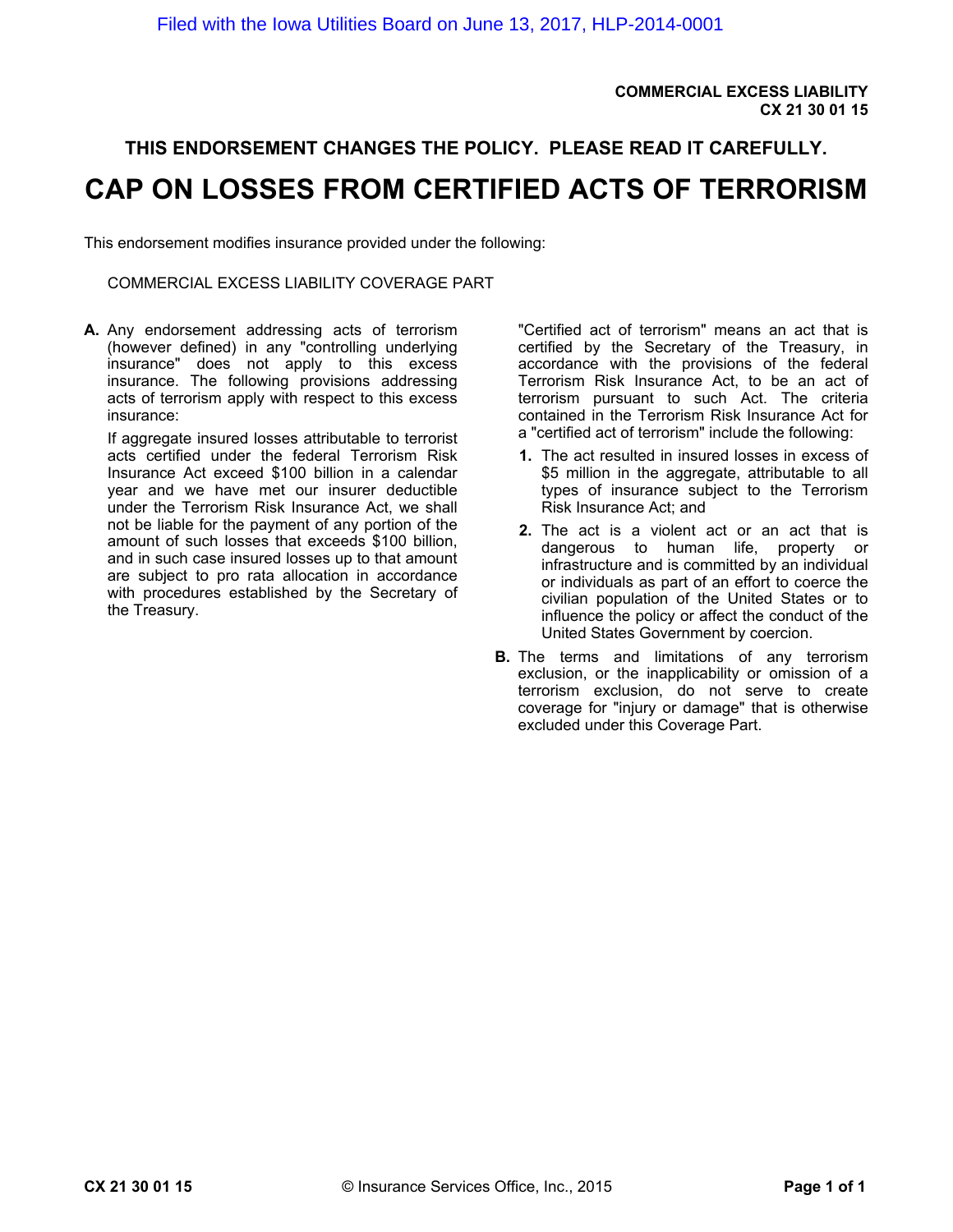COMMERCIAL EXCESS LIABILITY
CX 21 30 01 15

**THIS ENDORSEMENT CHANGES THE POLICY. PLEASE READ IT CAREFULLY.**

# CAP ON LOSSES FROM CERTIFIED ACTS OF TERRORISM

This endorsement modifies insurance provided under the following:

COMMERCIAL EXCESS LIABILITY COVERAGE PART

**A.** Any endorsement addressing acts of terrorism (however defined) in any "controlling underlying insurance" does not apply to this excess insurance. The following provisions addressing acts of terrorism apply with respect to this excess insurance:

If aggregate insured losses attributable to terrorist acts certified under the federal Terrorism Risk Insurance Act exceed $100 billion in a calendar year and we have met our insurer deductible under the Terrorism Risk Insurance Act, we shall not be liable for the payment of any portion of the amount of such losses that exceeds $100 billion, and in such case insured losses up to that amount are subject to pro rata allocation in accordance with procedures established by the Secretary of the Treasury.

"Certified act of terrorism" means an act that is certified by the Secretary of the Treasury, in accordance with the provisions of the federal Terrorism Risk Insurance Act, to be an act of terrorism pursuant to such Act. The criteria contained in the Terrorism Risk Insurance Act for a "certified act of terrorism" include the following:

1. The act resulted in insured losses in excess of $5 million in the aggregate, attributable to all types of insurance subject to the Terrorism Risk Insurance Act; and
2. The act is a violent act or an act that is dangerous to human life, property or infrastructure and is committed by an individual or individuals as part of an effort to coerce the civilian population of the United States or to influence the policy or affect the conduct of the United States Government by coercion.

**B.** The terms and limitations of any terrorism exclusion, or the inapplicability or omission of a terrorism exclusion, do not serve to create coverage for "injury or damage" that is otherwise excluded under this Coverage Part.

CX 21 30 01 15 © Insurance Services Office, Inc., 2015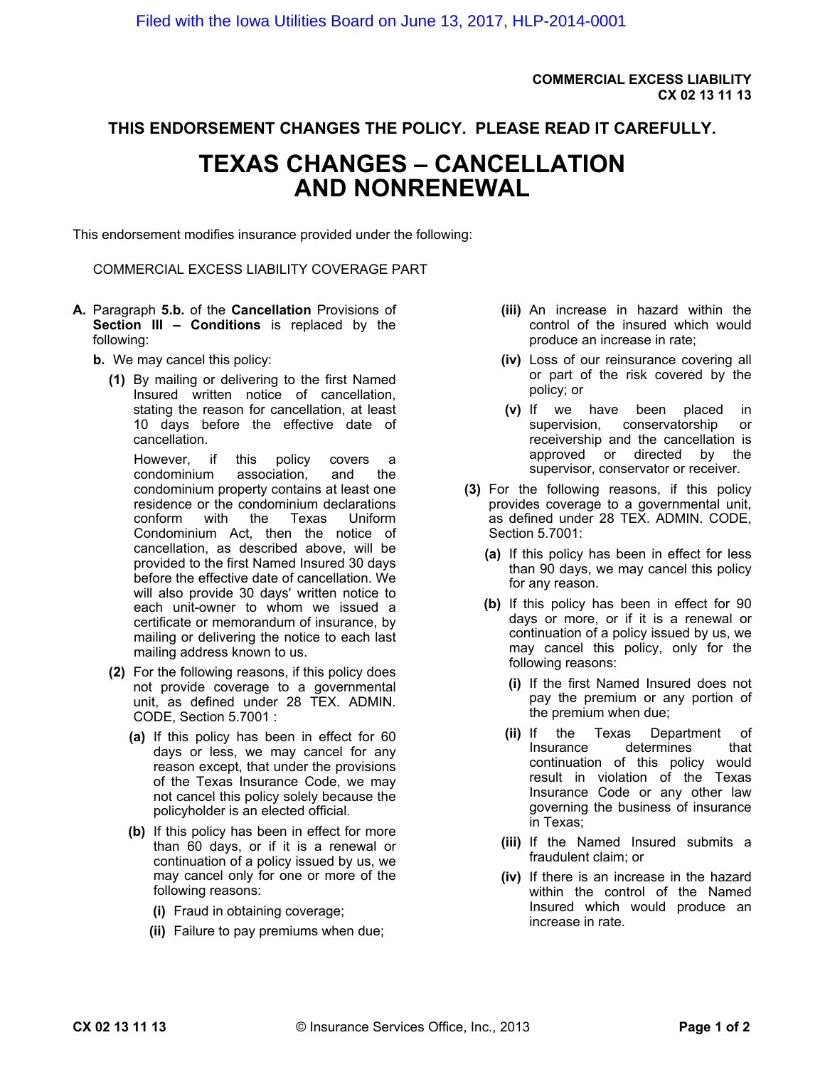COMMERCIAL EXCESS LIABILITY
CX 02 13 11 13

**THIS ENDORSEMENT CHANGES THE POLICY. PLEASE READ IT CAREFULLY.**

# TEXAS CHANGES – CANCELLATION AND NONRENEWAL

This endorsement modifies insurance provided under the following:

COMMERCIAL EXCESS LIABILITY COVERAGE PART

**A.** Paragraph **5.b.** of the **Cancellation** Provisions of **Section III – Conditions** is replaced by the following:

**b.** We may cancel this policy:

**(1)** By mailing or delivering to the first Named Insured written notice of cancellation, stating the reason for cancellation, at least 10 days before the effective date of cancellation.

However, if this policy covers a condominium association, and the condominium property contains at least one residence or the condominium declarations conform with the Texas Uniform Condominium Act, then the notice of cancellation, as described above, will be provided to the first Named Insured 30 days before the effective date of cancellation. We will also provide 30 days' written notice to each unit-owner to whom we issued a certificate or memorandum of insurance, by mailing or delivering the notice to each last mailing address known to us.

**(2)** For the following reasons, if this policy does not provide coverage to a governmental unit, as defined under 28 TEX. ADMIN. CODE, Section 5.7001 :

**(a)** If this policy has been in effect for 60 days or less, we may cancel for any reason except, that under the provisions of the Texas Insurance Code, we may not cancel this policy solely because the policyholder is an elected official.

**(b)** If this policy has been in effect for more than 60 days, or if it is a renewal or continuation of a policy issued by us, we may cancel only for one or more of the following reasons:

**(i)** Fraud in obtaining coverage;

**(ii)** Failure to pay premiums when due;

**(iii)** An increase in hazard within the control of the insured which would produce an increase in rate;

**(iv)** Loss of our reinsurance covering all or part of the risk covered by the policy; or

**(v)** If we have been placed in supervision, conservatorship or receivership and the cancellation is approved or directed by the supervisor, conservator or receiver.

**(3)** For the following reasons, if this policy provides coverage to a governmental unit, as defined under 28 TEX. ADMIN. CODE, Section 5.7001:

**(a)** If this policy has been in effect for less than 90 days, we may cancel this policy for any reason.

**(b)** If this policy has been in effect for 90 days or more, or if it is a renewal or continuation of a policy issued by us, we may cancel this policy, only for the following reasons:

**(i)** If the first Named Insured does not pay the premium or any portion of the premium when due;

**(ii)** If the Texas Department of Insurance determines that continuation of this policy would result in violation of the Texas Insurance Code or any other law governing the business of insurance in Texas;

**(iii)** If the Named Insured submits a fraudulent claim; or

**(iv)** If there is an increase in the hazard within the control of the Named Insured which would produce an increase in rate.

© Insurance Services Office, Inc., 2013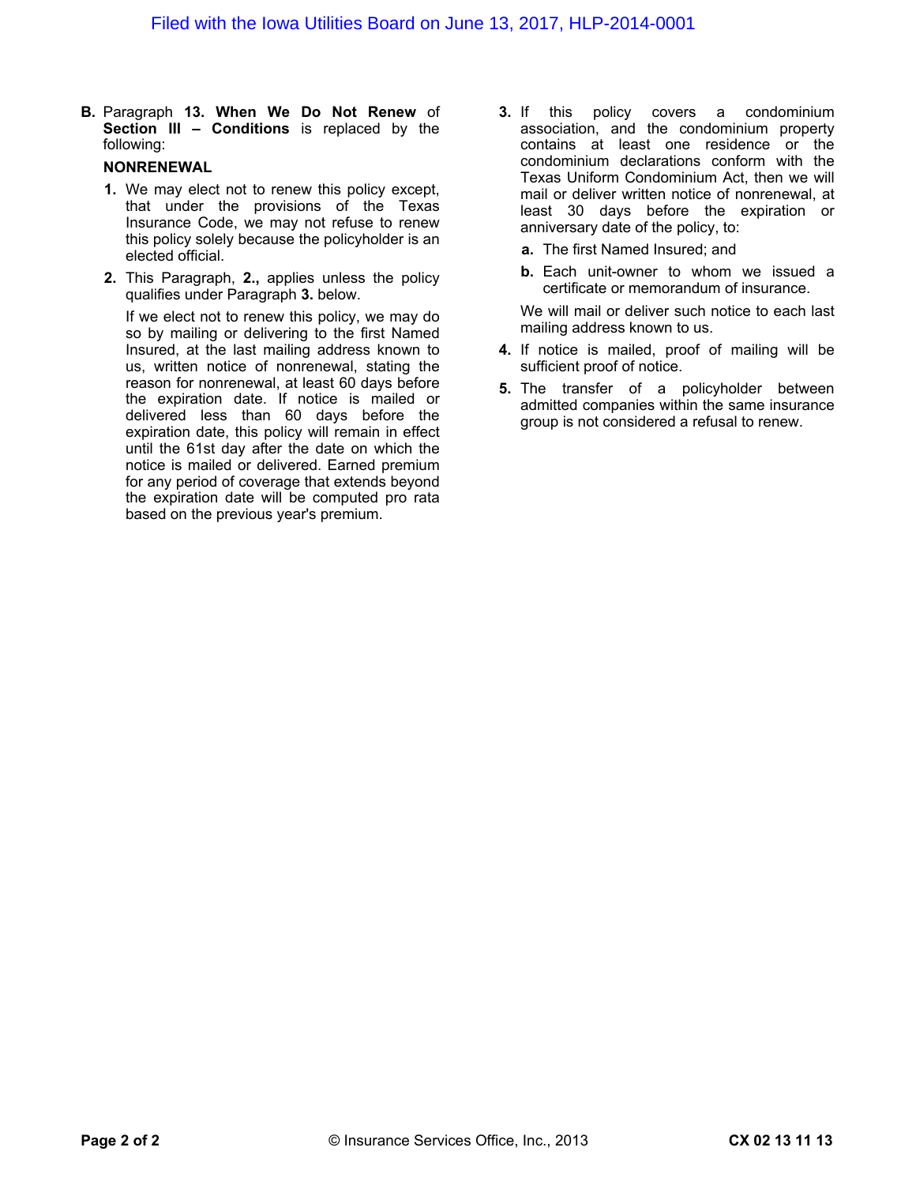**B.** Paragraph **13. When We Do Not Renew** of **Section III – Conditions** is replaced by the following:

**NONRENEWAL**

**1.** We may elect not to renew this policy except, that under the provisions of the Texas Insurance Code, we may not refuse to renew this policy solely because the policyholder is an elected official.

**2.** This Paragraph, **2.,** applies unless the policy qualifies under Paragraph **3.** below.

If we elect not to renew this policy, we may do so by mailing or delivering to the first Named Insured, at the last mailing address known to us, written notice of nonrenewal, stating the reason for nonrenewal, at least 60 days before the expiration date. If notice is mailed or delivered less than 60 days before the expiration date, this policy will remain in effect until the 61st day after the date on which the notice is mailed or delivered. Earned premium for any period of coverage that extends beyond the expiration date will be computed pro rata based on the previous year's premium.

**3.** If this policy covers a condominium association, and the condominium property contains at least one residence or the condominium declarations conform with the Texas Uniform Condominium Act, then we will mail or deliver written notice of nonrenewal, at least 30 days before the expiration or anniversary date of the policy, to:

**a.** The first Named Insured; and

**b.** Each unit-owner to whom we issued a certificate or memorandum of insurance.

We will mail or deliver such notice to each last mailing address known to us.

**4.** If notice is mailed, proof of mailing will be sufficient proof of notice.

**5.** The transfer of a policyholder between admitted companies within the same insurance group is not considered a refusal to renew.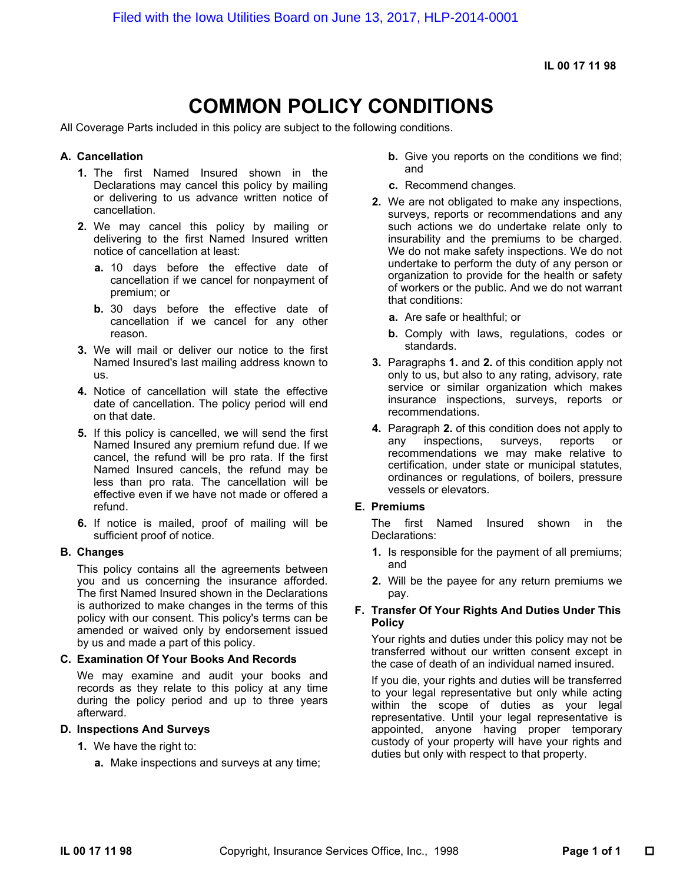IL 00 17 11 98

# COMMON POLICY CONDITIONS

All Coverage Parts included in this policy are subject to the following conditions.

## A. Cancellation

1. The first Named Insured shown in the Declarations may cancel this policy by mailing or delivering to us advance written notice of cancellation.
2. We may cancel this policy by mailing or delivering to the first Named Insured written notice of cancellation at least:
   a. 10 days before the effective date of cancellation if we cancel for nonpayment of premium; or
   b. 30 days before the effective date of cancellation if we cancel for any other reason.
3. We will mail or deliver our notice to the first Named Insured's last mailing address known to us.
4. Notice of cancellation will state the effective date of cancellation. The policy period will end on that date.
5. If this policy is cancelled, we will send the first Named Insured any premium refund due. If we cancel, the refund will be pro rata. If the first Named Insured cancels, the refund may be less than pro rata. The cancellation will be effective even if we have not made or offered a refund.
6. If notice is mailed, proof of mailing will be sufficient proof of notice.

## B. Changes

This policy contains all the agreements between you and us concerning the insurance afforded. The first Named Insured shown in the Declarations is authorized to make changes in the terms of this policy with our consent. This policy's terms can be amended or waived only by endorsement issued by us and made a part of this policy.

## C. Examination Of Your Books And Records

We may examine and audit your books and records as they relate to this policy at any time during the policy period and up to three years afterward.

## D. Inspections And Surveys

1. We have the right to:
   a. Make inspections and surveys at any time;
   b. Give you reports on the conditions we find; and
   c. Recommend changes.
2. We are not obligated to make any inspections, surveys, reports or recommendations and any such actions we do undertake relate only to insurability and the premiums to be charged. We do not make safety inspections. We do not undertake to perform the duty of any person or organization to provide for the health or safety of workers or the public. And we do not warrant that conditions:
   a. Are safe or healthful; or
   b. Comply with laws, regulations, codes or standards.
3. Paragraphs **1.** and **2.** of this condition apply not only to us, but also to any rating, advisory, rate service or similar organization which makes insurance inspections, surveys, reports or recommendations.
4. Paragraph **2.** of this condition does not apply to any inspections, surveys, reports or recommendations we may make relative to certification, under state or municipal statutes, ordinances or regulations, of boilers, pressure vessels or elevators.

## E. Premiums

The first Named Insured shown in the Declarations:

1. Is responsible for the payment of all premiums; and
2. Will be the payee for any return premiums we pay.

## F. Transfer Of Your Rights And Duties Under This Policy

Your rights and duties under this policy may not be transferred without our written consent except in the case of death of an individual named insured.

If you die, your rights and duties will be transferred to your legal representative but only while acting within the scope of duties as your legal representative. Until your legal representative is appointed, anyone having proper temporary custody of your property will have your rights and duties but only with respect to that property.

IL 00 17 11 98 Copyright, Insurance Services Office, Inc., 1998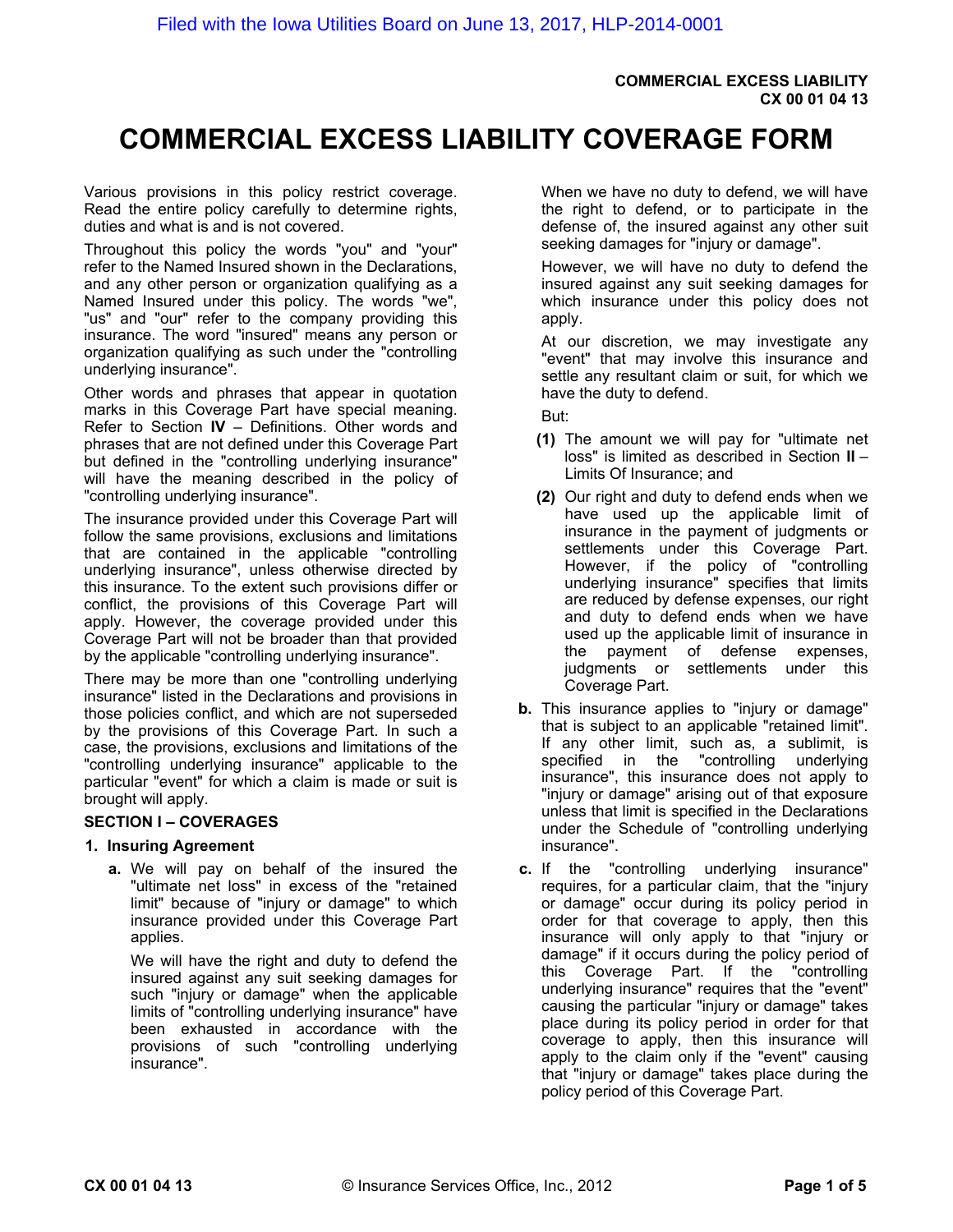# COMMERCIAL EXCESS LIABILITY COVERAGE FORM

Various provisions in this policy restrict coverage. Read the entire policy carefully to determine rights, duties and what is and is not covered.

Throughout this policy the words "you" and "your" refer to the Named Insured shown in the Declarations, and any other person or organization qualifying as a Named Insured under this policy. The words "we", "us" and "our" refer to the company providing this insurance. The word "insured" means any person or organization qualifying as such under the "controlling underlying insurance".

Other words and phrases that appear in quotation marks in this Coverage Part have special meaning. Refer to Section **IV** – Definitions. Other words and phrases that are not defined under this Coverage Part but defined in the "controlling underlying insurance" will have the meaning described in the policy of "controlling underlying insurance".

The insurance provided under this Coverage Part will follow the same provisions, exclusions and limitations that are contained in the applicable "controlling underlying insurance", unless otherwise directed by this insurance. To the extent such provisions differ or conflict, the provisions of this Coverage Part will apply. However, the coverage provided under this Coverage Part will not be broader than that provided by the applicable "controlling underlying insurance".

There may be more than one "controlling underlying insurance" listed in the Declarations and provisions in those policies conflict, and which are not superseded by the provisions of this Coverage Part. In such a case, the provisions, exclusions and limitations of the "controlling underlying insurance" applicable to the particular "event" for which a claim is made or suit is brought will apply.

**SECTION I – COVERAGES**

**1. Insuring Agreement**

**a.** We will pay on behalf of the insured the "ultimate net loss" in excess of the "retained limit" because of "injury or damage" to which insurance provided under this Coverage Part applies.

We will have the right and duty to defend the insured against any suit seeking damages for such "injury or damage" when the applicable limits of "controlling underlying insurance" have been exhausted in accordance with the provisions of such "controlling underlying insurance".

When we have no duty to defend, we will have the right to defend, or to participate in the defense of, the insured against any other suit seeking damages for "injury or damage".

However, we will have no duty to defend the insured against any suit seeking damages for which insurance under this policy does not apply.

At our discretion, we may investigate any "event" that may involve this insurance and settle any resultant claim or suit, for which we have the duty to defend.

But:

**(1)** The amount we will pay for "ultimate net loss" is limited as described in Section **II** – Limits Of Insurance; and

**(2)** Our right and duty to defend ends when we have used up the applicable limit of insurance in the payment of judgments or settlements under this Coverage Part. However, if the policy of "controlling underlying insurance" specifies that limits are reduced by defense expenses, our right and duty to defend ends when we have used up the applicable limit of insurance in the payment of defense expenses, judgments or settlements under this Coverage Part.

**b.** This insurance applies to "injury or damage" that is subject to an applicable "retained limit". If any other limit, such as, a sublimit, is specified in the "controlling underlying insurance", this insurance does not apply to "injury or damage" arising out of that exposure unless that limit is specified in the Declarations under the Schedule of "controlling underlying insurance".

**c.** If the "controlling underlying insurance" requires, for a particular claim, that the "injury or damage" occur during its policy period in order for that coverage to apply, then this insurance will only apply to that "injury or damage" if it occurs during the policy period of this Coverage Part. If the "controlling underlying insurance" requires that the "event" causing the particular "injury or damage" takes place during its policy period in order for that coverage to apply, then this insurance will apply to the claim only if the "event" causing that "injury or damage" takes place during the policy period of this Coverage Part.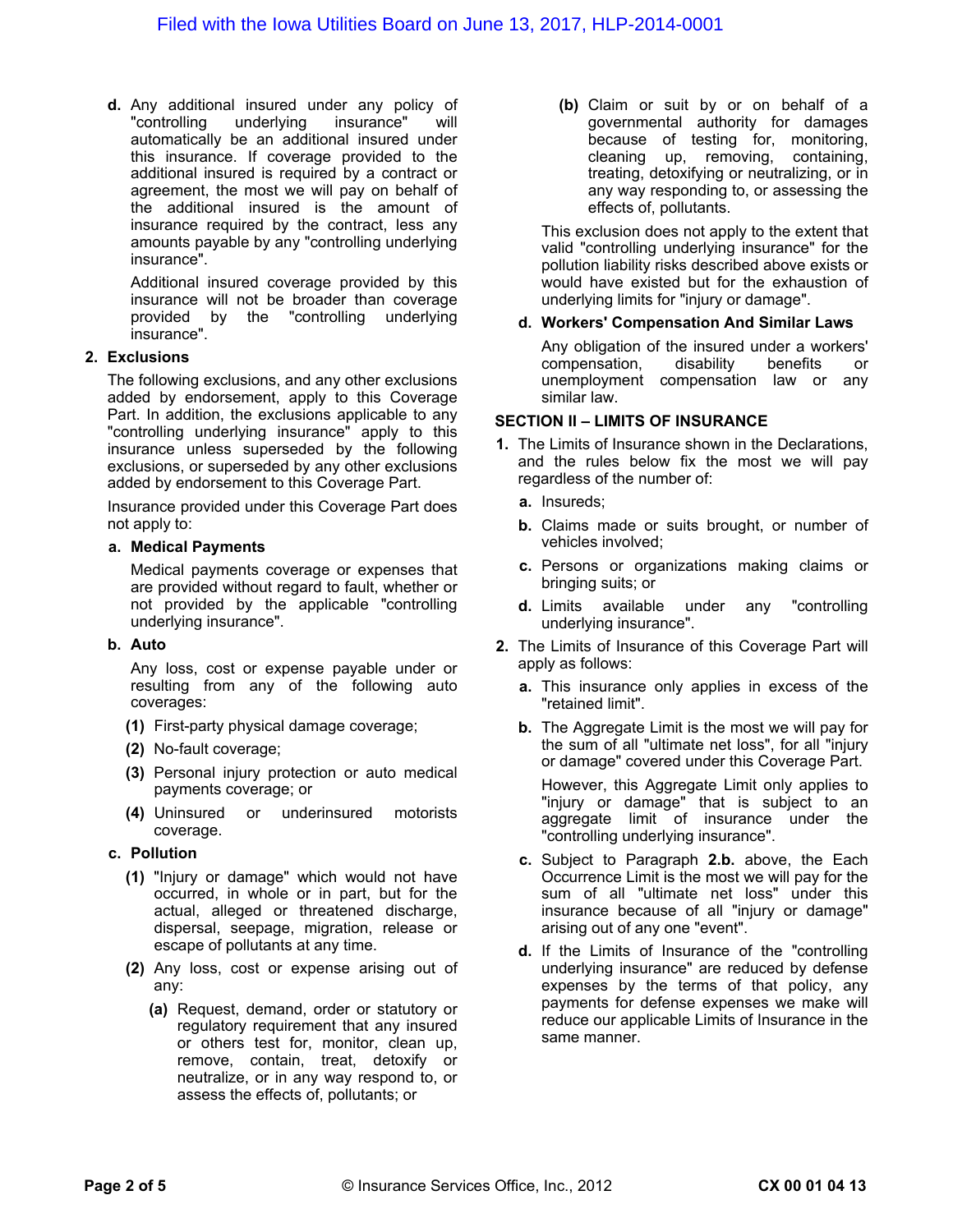**d.** Any additional insured under any policy of "controlling underlying insurance" will automatically be an additional insured under this insurance. If coverage provided to the additional insured is required by a contract or agreement, the most we will pay on behalf of the additional insured is the amount of insurance required by the contract, less any amounts payable by any "controlling underlying insurance".

Additional insured coverage provided by this insurance will not be broader than coverage provided by the "controlling underlying insurance".

**2. Exclusions**

The following exclusions, and any other exclusions added by endorsement, apply to this Coverage Part. In addition, the exclusions applicable to any "controlling underlying insurance" apply to this insurance unless superseded by the following exclusions, or superseded by any other exclusions added by endorsement to this Coverage Part.

Insurance provided under this Coverage Part does not apply to:

**a. Medical Payments**

Medical payments coverage or expenses that are provided without regard to fault, whether or not provided by the applicable "controlling underlying insurance".

**b. Auto**

Any loss, cost or expense payable under or resulting from any of the following auto coverages:

**(1)** First-party physical damage coverage;

**(2)** No-fault coverage;

**(3)** Personal injury protection or auto medical payments coverage; or

**(4)** Uninsured or underinsured motorists coverage.

**c. Pollution**

**(1)** "Injury or damage" which would not have occurred, in whole or in part, but for the actual, alleged or threatened discharge, dispersal, seepage, migration, release or escape of pollutants at any time.

**(2)** Any loss, cost or expense arising out of any:

**(a)** Request, demand, order or statutory or regulatory requirement that any insured or others test for, monitor, clean up, remove, contain, treat, detoxify or neutralize, or in any way respond to, or assess the effects of, pollutants; or

**(b)** Claim or suit by or on behalf of a governmental authority for damages because of testing for, monitoring, cleaning up, removing, containing, treating, detoxifying or neutralizing, or in any way responding to, or assessing the effects of, pollutants.

This exclusion does not apply to the extent that valid "controlling underlying insurance" for the pollution liability risks described above exists or would have existed but for the exhaustion of underlying limits for "injury or damage".

**d. Workers' Compensation And Similar Laws**

Any obligation of the insured under a workers' compensation, disability benefits or unemployment compensation law or any similar law.

**SECTION II – LIMITS OF INSURANCE**

**1.** The Limits of Insurance shown in the Declarations, and the rules below fix the most we will pay regardless of the number of:

**a.** Insureds;

**b.** Claims made or suits brought, or number of vehicles involved;

**c.** Persons or organizations making claims or bringing suits; or

**d.** Limits available under any "controlling underlying insurance".

**2.** The Limits of Insurance of this Coverage Part will apply as follows:

**a.** This insurance only applies in excess of the "retained limit".

**b.** The Aggregate Limit is the most we will pay for the sum of all "ultimate net loss", for all "injury or damage" covered under this Coverage Part.

However, this Aggregate Limit only applies to "injury or damage" that is subject to an aggregate limit of insurance under the "controlling underlying insurance".

**c.** Subject to Paragraph **2.b.** above, the Each Occurrence Limit is the most we will pay for the sum of all "ultimate net loss" under this insurance because of all "injury or damage" arising out of any one "event".

**d.** If the Limits of Insurance of the "controlling underlying insurance" are reduced by defense expenses by the terms of that policy, any payments for defense expenses we make will reduce our applicable Limits of Insurance in the same manner.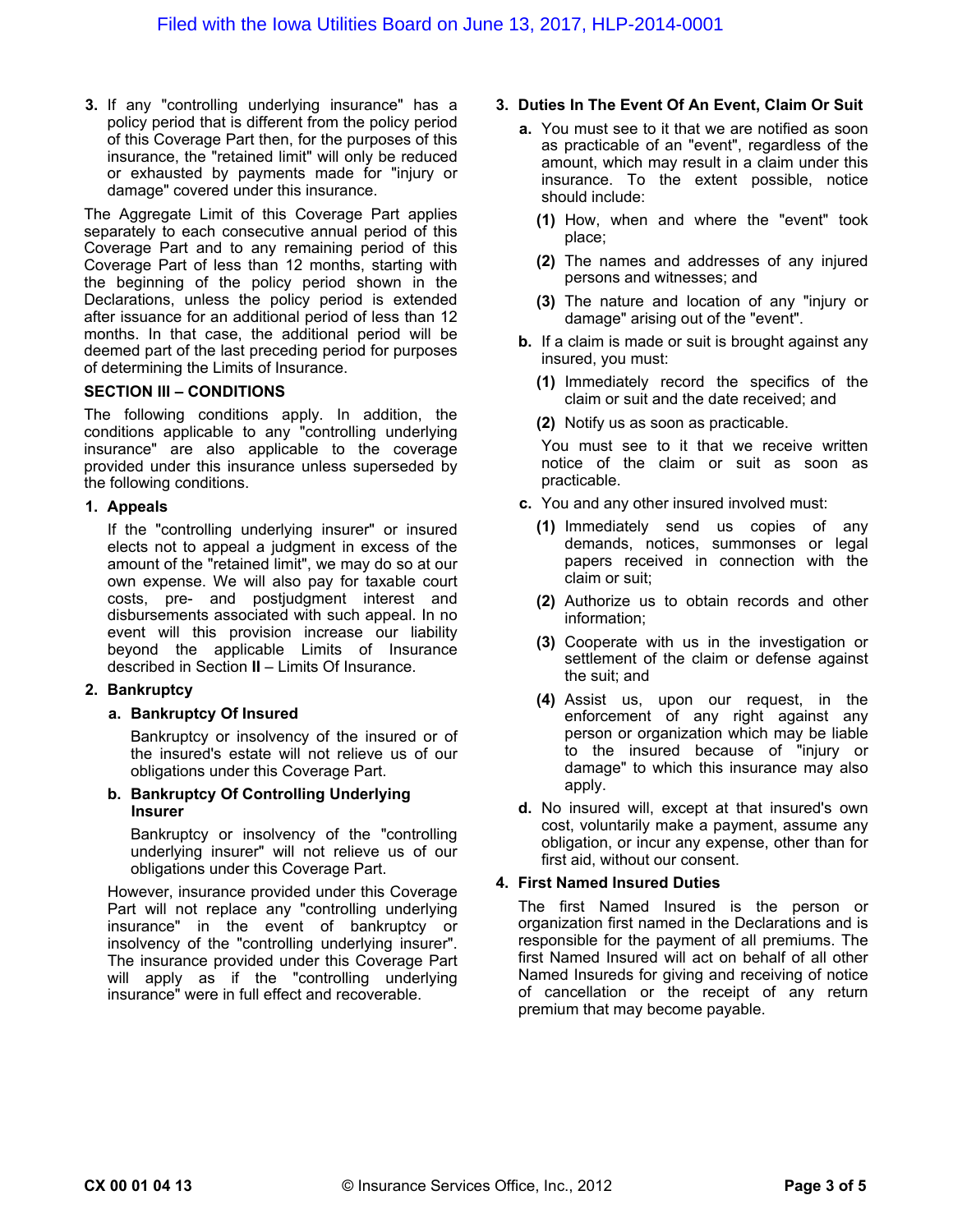3. If any "controlling underlying insurance" has a policy period that is different from the policy period of this Coverage Part then, for the purposes of this insurance, the "retained limit" will only be reduced or exhausted by payments made for "injury or damage" covered under this insurance.

The Aggregate Limit of this Coverage Part applies separately to each consecutive annual period of this Coverage Part and to any remaining period of this Coverage Part of less than 12 months, starting with the beginning of the policy period shown in the Declarations, unless the policy period is extended after issuance for an additional period of less than 12 months. In that case, the additional period will be deemed part of the last preceding period for purposes of determining the Limits of Insurance.

## SECTION III – CONDITIONS

The following conditions apply. In addition, the conditions applicable to any "controlling underlying insurance" are also applicable to the coverage provided under this insurance unless superseded by the following conditions.

**1. Appeals**

If the "controlling underlying insurer" or insured elects not to appeal a judgment in excess of the amount of the "retained limit", we may do so at our own expense. We will also pay for taxable court costs, pre- and postjudgment interest and disbursements associated with such appeal. In no event will this provision increase our liability beyond the applicable Limits of Insurance described in Section **II** – Limits Of Insurance.

**2. Bankruptcy**

**a. Bankruptcy Of Insured**

Bankruptcy or insolvency of the insured or of the insured's estate will not relieve us of our obligations under this Coverage Part.

**b. Bankruptcy Of Controlling Underlying Insurer**

Bankruptcy or insolvency of the "controlling underlying insurer" will not relieve us of our obligations under this Coverage Part.

However, insurance provided under this Coverage Part will not replace any "controlling underlying insurance" in the event of bankruptcy or insolvency of the "controlling underlying insurer". The insurance provided under this Coverage Part will apply as if the "controlling underlying insurance" were in full effect and recoverable.

**3. Duties In The Event Of An Event, Claim Or Suit**

**a.** You must see to it that we are notified as soon as practicable of an "event", regardless of the amount, which may result in a claim under this insurance. To the extent possible, notice should include:

**(1)** How, when and where the "event" took place;

**(2)** The names and addresses of any injured persons and witnesses; and

**(3)** The nature and location of any "injury or damage" arising out of the "event".

**b.** If a claim is made or suit is brought against any insured, you must:

**(1)** Immediately record the specifics of the claim or suit and the date received; and

**(2)** Notify us as soon as practicable.

You must see to it that we receive written notice of the claim or suit as soon as practicable.

**c.** You and any other insured involved must:

**(1)** Immediately send us copies of any demands, notices, summonses or legal papers received in connection with the claim or suit;

**(2)** Authorize us to obtain records and other information;

**(3)** Cooperate with us in the investigation or settlement of the claim or defense against the suit; and

**(4)** Assist us, upon our request, in the enforcement of any right against any person or organization which may be liable to the insured because of "injury or damage" to which this insurance may also apply.

**d.** No insured will, except at that insured's own cost, voluntarily make a payment, assume any obligation, or incur any expense, other than for first aid, without our consent.

**4. First Named Insured Duties**

The first Named Insured is the person or organization first named in the Declarations and is responsible for the payment of all premiums. The first Named Insured will act on behalf of all other Named Insureds for giving and receiving of notice of cancellation or the receipt of any return premium that may become payable.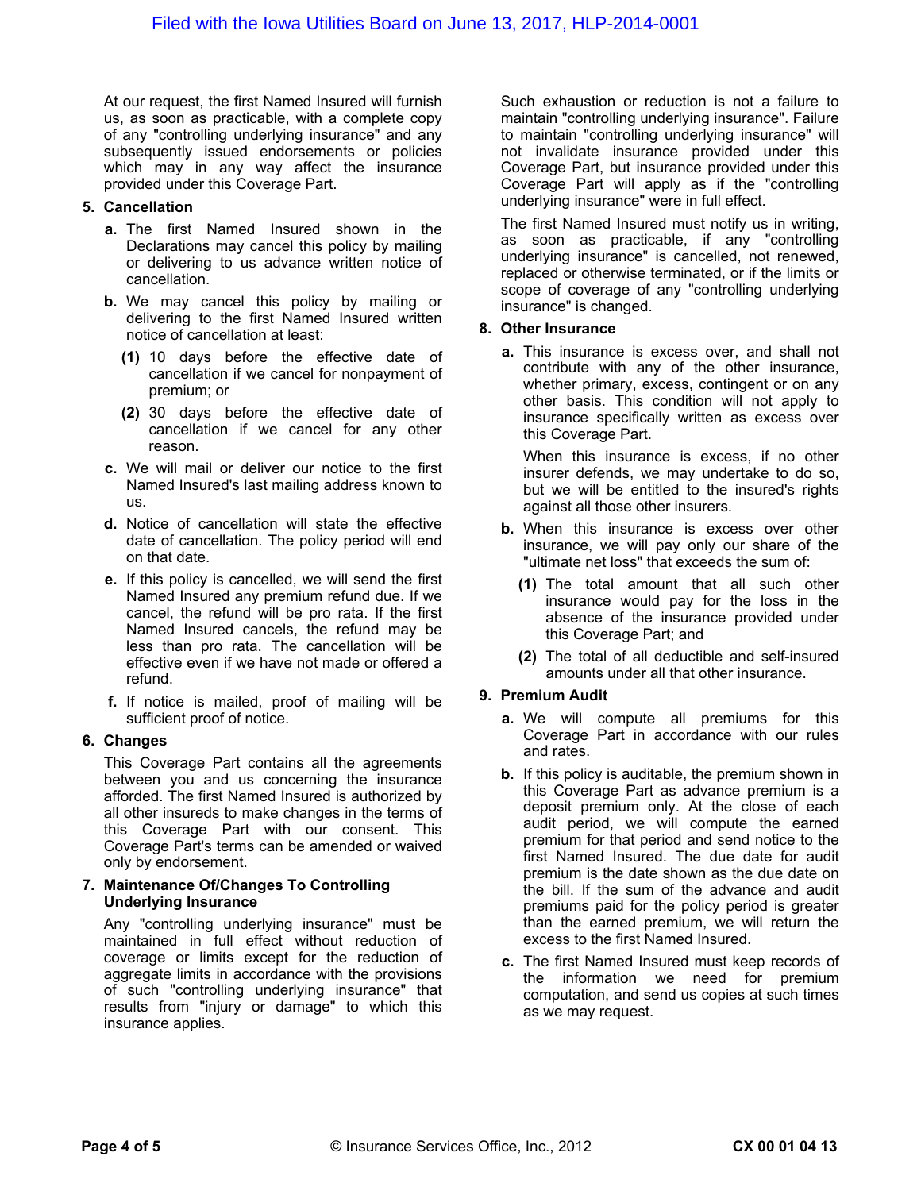At our request, the first Named Insured will furnish us, as soon as practicable, with a complete copy of any "controlling underlying insurance" and any subsequently issued endorsements or policies which may in any way affect the insurance provided under this Coverage Part.

**5. Cancellation**

**a.** The first Named Insured shown in the Declarations may cancel this policy by mailing or delivering to us advance written notice of cancellation.

**b.** We may cancel this policy by mailing or delivering to the first Named Insured written notice of cancellation at least:

**(1)** 10 days before the effective date of cancellation if we cancel for nonpayment of premium; or

**(2)** 30 days before the effective date of cancellation if we cancel for any other reason.

**c.** We will mail or deliver our notice to the first Named Insured's last mailing address known to us.

**d.** Notice of cancellation will state the effective date of cancellation. The policy period will end on that date.

**e.** If this policy is cancelled, we will send the first Named Insured any premium refund due. If we cancel, the refund will be pro rata. If the first Named Insured cancels, the refund may be less than pro rata. The cancellation will be effective even if we have not made or offered a refund.

**f.** If notice is mailed, proof of mailing will be sufficient proof of notice.

**6. Changes**

This Coverage Part contains all the agreements between you and us concerning the insurance afforded. The first Named Insured is authorized by all other insureds to make changes in the terms of this Coverage Part with our consent. This Coverage Part's terms can be amended or waived only by endorsement.

**7. Maintenance Of/Changes To Controlling Underlying Insurance**

Any "controlling underlying insurance" must be maintained in full effect without reduction of coverage or limits except for the reduction of aggregate limits in accordance with the provisions of such "controlling underlying insurance" that results from "injury or damage" to which this insurance applies.

Such exhaustion or reduction is not a failure to maintain "controlling underlying insurance". Failure to maintain "controlling underlying insurance" will not invalidate insurance provided under this Coverage Part, but insurance provided under this Coverage Part will apply as if the "controlling underlying insurance" were in full effect.

The first Named Insured must notify us in writing, as soon as practicable, if any "controlling underlying insurance" is cancelled, not renewed, replaced or otherwise terminated, or if the limits or scope of coverage of any "controlling underlying insurance" is changed.

**8. Other Insurance**

**a.** This insurance is excess over, and shall not contribute with any of the other insurance, whether primary, excess, contingent or on any other basis. This condition will not apply to insurance specifically written as excess over this Coverage Part.

When this insurance is excess, if no other insurer defends, we may undertake to do so, but we will be entitled to the insured's rights against all those other insurers.

**b.** When this insurance is excess over other insurance, we will pay only our share of the "ultimate net loss" that exceeds the sum of:

**(1)** The total amount that all such other insurance would pay for the loss in the absence of the insurance provided under this Coverage Part; and

**(2)** The total of all deductible and self-insured amounts under all that other insurance.

**9. Premium Audit**

**a.** We will compute all premiums for this Coverage Part in accordance with our rules and rates.

**b.** If this policy is auditable, the premium shown in this Coverage Part as advance premium is a deposit premium only. At the close of each audit period, we will compute the earned premium for that period and send notice to the first Named Insured. The due date for audit premium is the date shown as the due date on the bill. If the sum of the advance and audit premiums paid for the policy period is greater than the earned premium, we will return the excess to the first Named Insured.

**c.** The first Named Insured must keep records of the information we need for premium computation, and send us copies at such times as we may request.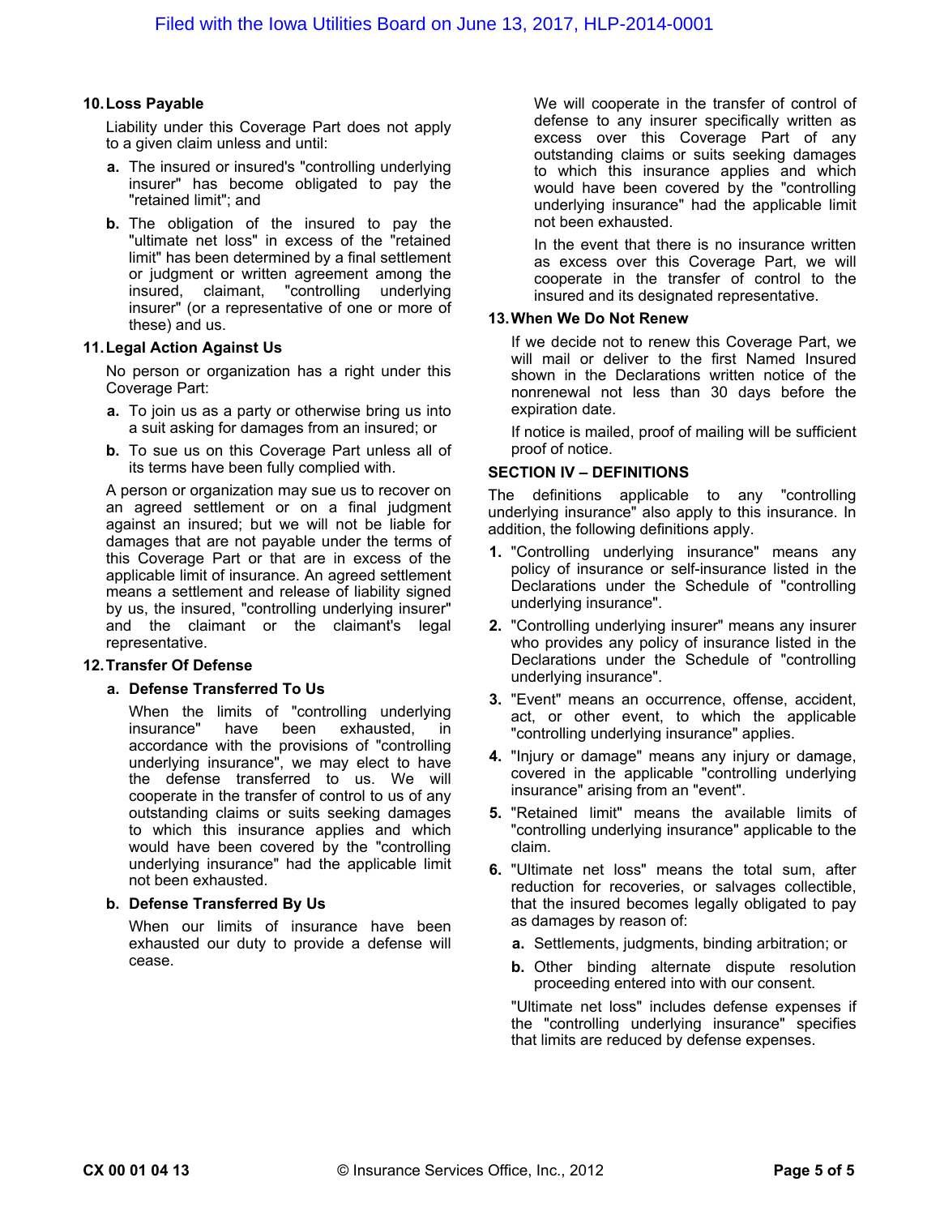**10. Loss Payable**

Liability under this Coverage Part does not apply to a given claim unless and until:

**a.** The insured or insured's "controlling underlying insurer" has become obligated to pay the "retained limit"; and

**b.** The obligation of the insured to pay the "ultimate net loss" in excess of the "retained limit" has been determined by a final settlement or judgment or written agreement among the insured, claimant, "controlling underlying insurer" (or a representative of one or more of these) and us.

**11. Legal Action Against Us**

No person or organization has a right under this Coverage Part:

**a.** To join us as a party or otherwise bring us into a suit asking for damages from an insured; or

**b.** To sue us on this Coverage Part unless all of its terms have been fully complied with.

A person or organization may sue us to recover on an agreed settlement or on a final judgment against an insured; but we will not be liable for damages that are not payable under the terms of this Coverage Part or that are in excess of the applicable limit of insurance. An agreed settlement means a settlement and release of liability signed by us, the insured, "controlling underlying insurer" and the claimant or the claimant's legal representative.

**12. Transfer Of Defense**

**a. Defense Transferred To Us**

When the limits of "controlling underlying insurance" have been exhausted, in accordance with the provisions of "controlling underlying insurance", we may elect to have the defense transferred to us. We will cooperate in the transfer of control to us of any outstanding claims or suits seeking damages to which this insurance applies and which would have been covered by the "controlling underlying insurance" had the applicable limit not been exhausted.

**b. Defense Transferred By Us**

When our limits of insurance have been exhausted our duty to provide a defense will cease.

We will cooperate in the transfer of control of defense to any insurer specifically written as excess over this Coverage Part of any outstanding claims or suits seeking damages to which this insurance applies and which would have been covered by the "controlling underlying insurance" had the applicable limit not been exhausted.

In the event that there is no insurance written as excess over this Coverage Part, we will cooperate in the transfer of control to the insured and its designated representative.

**13. When We Do Not Renew**

If we decide not to renew this Coverage Part, we will mail or deliver to the first Named Insured shown in the Declarations written notice of the nonrenewal not less than 30 days before the expiration date.

If notice is mailed, proof of mailing will be sufficient proof of notice.

## SECTION IV – DEFINITIONS

The definitions applicable to any "controlling underlying insurance" also apply to this insurance. In addition, the following definitions apply.

1. "Controlling underlying insurance" means any policy of insurance or self-insurance listed in the Declarations under the Schedule of "controlling underlying insurance".
2. "Controlling underlying insurer" means any insurer who provides any policy of insurance listed in the Declarations under the Schedule of "controlling underlying insurance".
3. "Event" means an occurrence, offense, accident, act, or other event, to which the applicable "controlling underlying insurance" applies.
4. "Injury or damage" means any injury or damage, covered in the applicable "controlling underlying insurance" arising from an "event".
5. "Retained limit" means the available limits of "controlling underlying insurance" applicable to the claim.
6. "Ultimate net loss" means the total sum, after reduction for recoveries, or salvages collectible, that the insured becomes legally obligated to pay as damages by reason of:

   **a.** Settlements, judgments, binding arbitration; or

   **b.** Other binding alternate dispute resolution proceeding entered into with our consent.

   "Ultimate net loss" includes defense expenses if the "controlling underlying insurance" specifies that limits are reduced by defense expenses.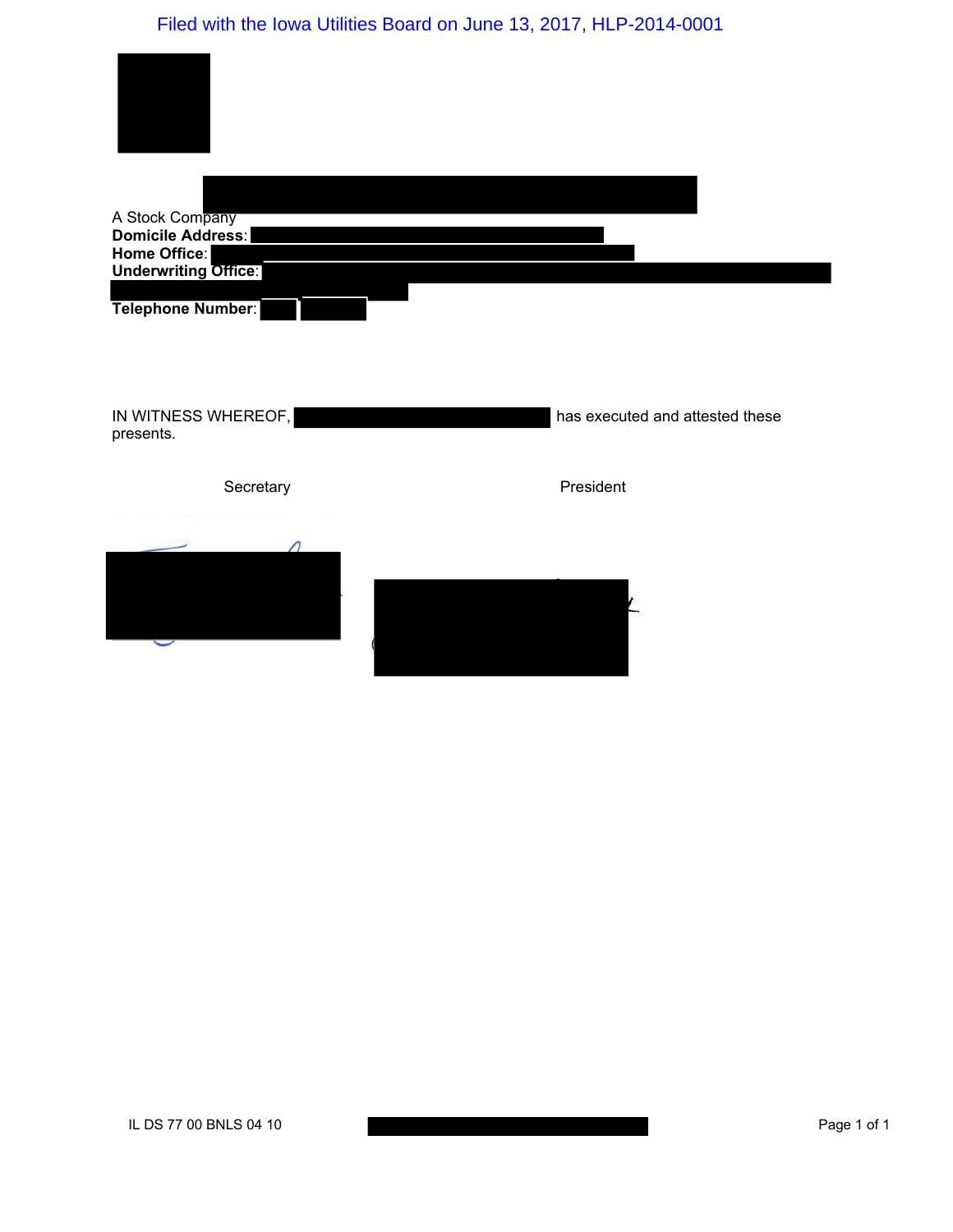A Stock Company
**Domicile Address**:
**Home Office**:
**Underwriting Office**:

**Telephone Number**:

IN WITNESS WHEREOF, has executed and attested these presents.

Secretary

President

IL DS 77 00 BNLS 04 10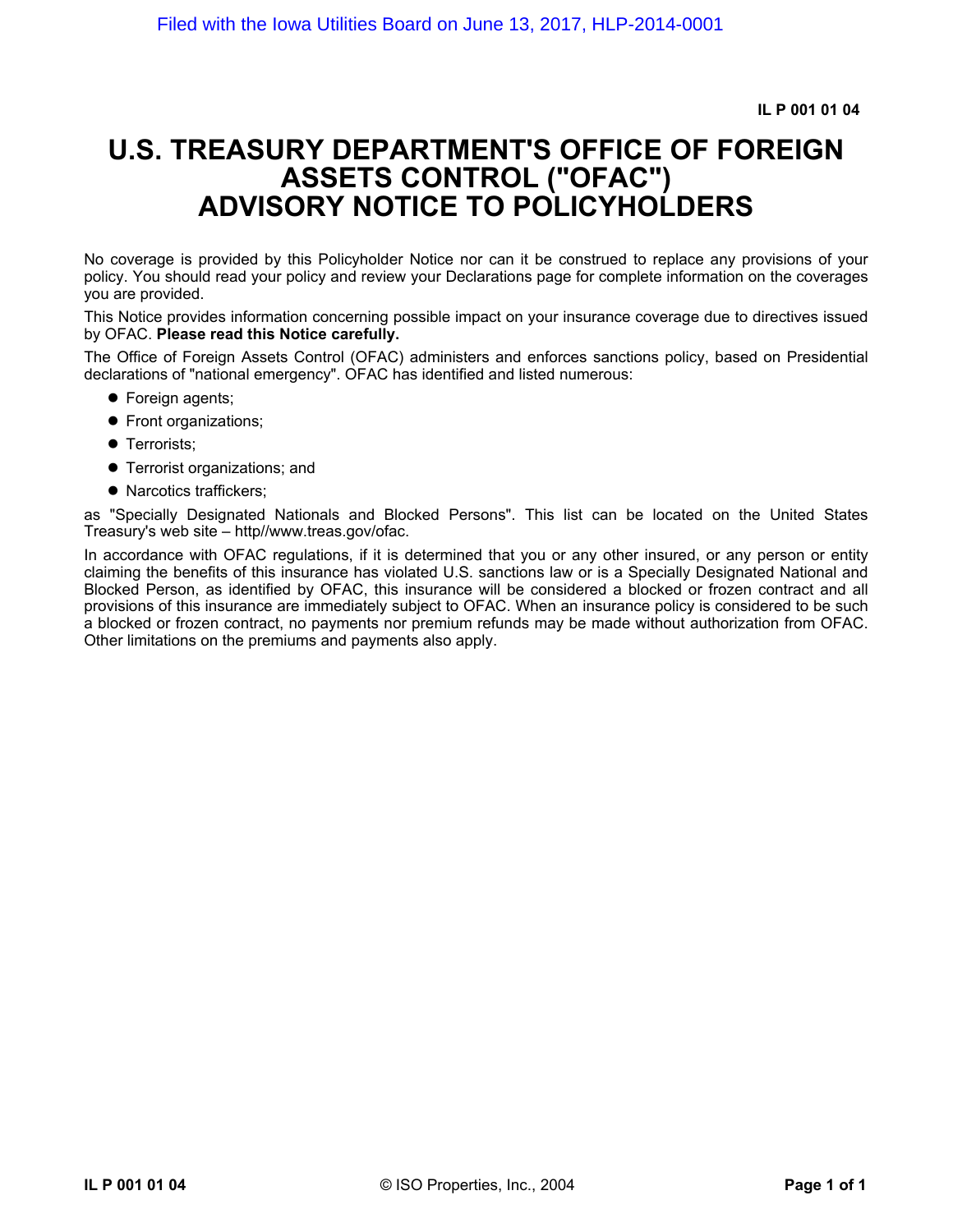# U.S. TREASURY DEPARTMENT'S OFFICE OF FOREIGN ASSETS CONTROL ("OFAC") ADVISORY NOTICE TO POLICYHOLDERS

No coverage is provided by this Policyholder Notice nor can it be construed to replace any provisions of your policy. You should read your policy and review your Declarations page for complete information on the coverages you are provided.

This Notice provides information concerning possible impact on your insurance coverage due to directives issued by OFAC. **Please read this Notice carefully.**

The Office of Foreign Assets Control (OFAC) administers and enforces sanctions policy, based on Presidential declarations of "national emergency". OFAC has identified and listed numerous:

- Foreign agents;
- Front organizations;
- Terrorists;
- Terrorist organizations; and
- Narcotics traffickers;

as "Specially Designated Nationals and Blocked Persons". This list can be located on the United States Treasury's web site – http//www.treas.gov/ofac.

In accordance with OFAC regulations, if it is determined that you or any other insured, or any person or entity claiming the benefits of this insurance has violated U.S. sanctions law or is a Specially Designated National and Blocked Person, as identified by OFAC, this insurance will be considered a blocked or frozen contract and all provisions of this insurance are immediately subject to OFAC. When an insurance policy is considered to be such a blocked or frozen contract, no payments nor premium refunds may be made without authorization from OFAC. Other limitations on the premiums and payments also apply.